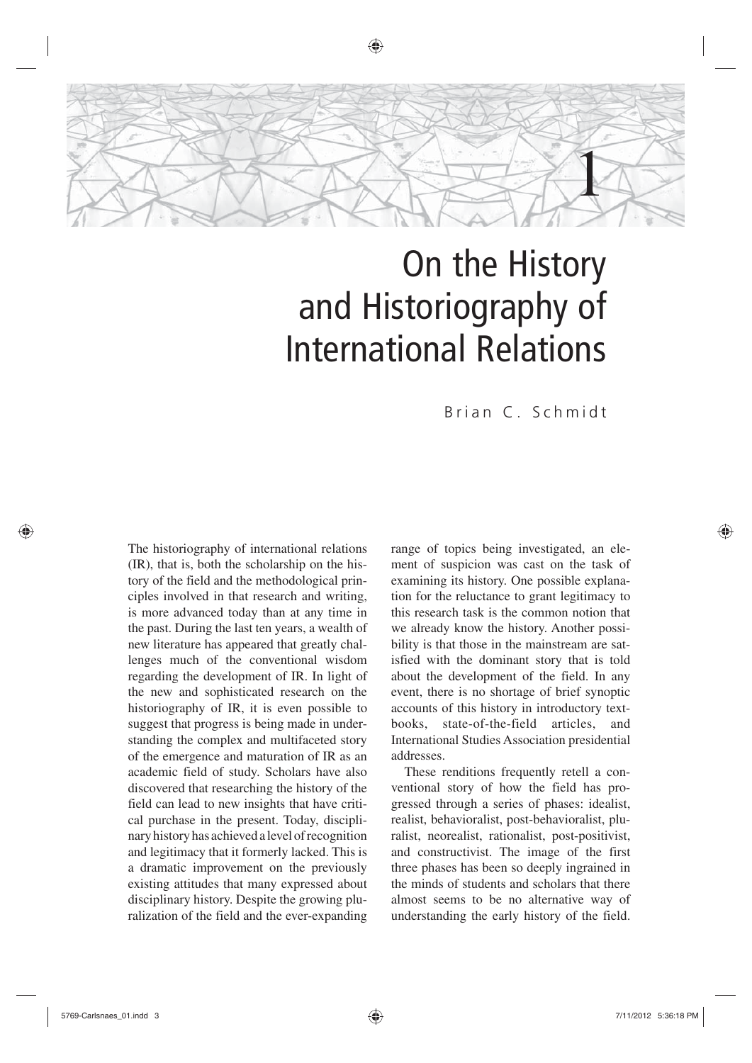# 1

# On the History and Historiography of International Relations

Brian C. Schmidt

The historiography of international relations (IR), that is, both the scholarship on the history of the field and the methodological principles involved in that research and writing, is more advanced today than at any time in the past. During the last ten years, a wealth of new literature has appeared that greatly challenges much of the conventional wisdom regarding the development of IR. In light of the new and sophisticated research on the historiography of IR, it is even possible to suggest that progress is being made in understanding the complex and multifaceted story of the emergence and maturation of IR as an academic field of study. Scholars have also discovered that researching the history of the field can lead to new insights that have critical purchase in the present. Today, disciplinary history has achieved a level of recognition and legitimacy that it formerly lacked. This is a dramatic improvement on the previously existing attitudes that many expressed about disciplinary history. Despite the growing pluralization of the field and the ever-expanding range of topics being investigated, an element of suspicion was cast on the task of examining its history. One possible explanation for the reluctance to grant legitimacy to this research task is the common notion that we already know the history. Another possibility is that those in the mainstream are satisfied with the dominant story that is told about the development of the field. In any event, there is no shortage of brief synoptic accounts of this history in introductory textbooks, state-of-the-field articles, and International Studies Association presidential addresses.

These renditions frequently retell a conventional story of how the field has progressed through a series of phases: idealist, realist, behavioralist, post-behavioralist, pluralist, neorealist, rationalist, post-positivist, and constructivist. The image of the first three phases has been so deeply ingrained in the minds of students and scholars that there almost seems to be no alternative way of understanding the early history of the field.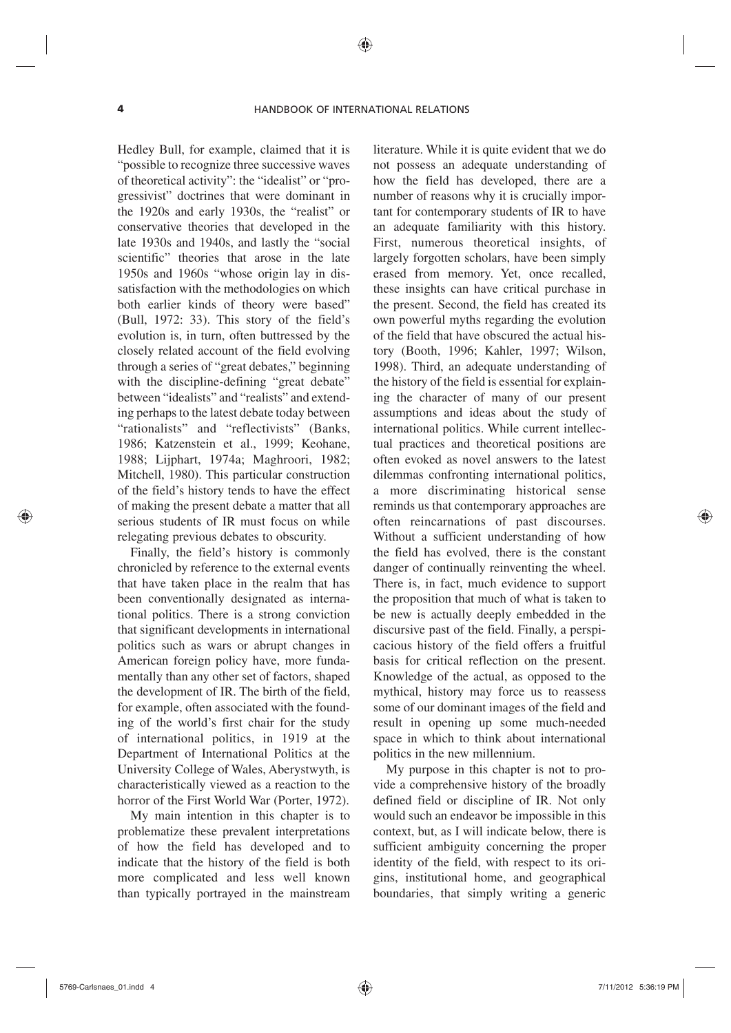Hedley Bull, for example, claimed that it is "possible to recognize three successive waves of theoretical activity": the "idealist" or "progressivist" doctrines that were dominant in the 1920s and early 1930s, the "realist" or conservative theories that developed in the late 1930s and 1940s, and lastly the "social scientific" theories that arose in the late 1950s and 1960s "whose origin lay in dissatisfaction with the methodologies on which both earlier kinds of theory were based" (Bull, 1972: 33). This story of the field's evolution is, in turn, often buttressed by the closely related account of the field evolving through a series of "great debates," beginning with the discipline-defining "great debate" between "idealists" and "realists" and extending perhaps to the latest debate today between "rationalists" and "reflectivists" (Banks, 1986; Katzenstein et al., 1999; Keohane, 1988; Lijphart, 1974a; Maghroori, 1982; Mitchell, 1980). This particular construction of the field's history tends to have the effect of making the present debate a matter that all serious students of IR must focus on while relegating previous debates to obscurity.

Finally, the field's history is commonly chronicled by reference to the external events that have taken place in the realm that has been conventionally designated as international politics. There is a strong conviction that significant developments in international politics such as wars or abrupt changes in American foreign policy have, more fundamentally than any other set of factors, shaped the development of IR. The birth of the field, for example, often associated with the founding of the world's first chair for the study of international politics, in 1919 at the Department of International Politics at the University College of Wales, Aberystwyth, is characteristically viewed as a reaction to the horror of the First World War (Porter, 1972).

My main intention in this chapter is to problematize these prevalent interpretations of how the field has developed and to indicate that the history of the field is both more complicated and less well known than typically portrayed in the mainstream literature. While it is quite evident that we do not possess an adequate understanding of how the field has developed, there are a number of reasons why it is crucially important for contemporary students of IR to have an adequate familiarity with this history. First, numerous theoretical insights, of largely forgotten scholars, have been simply erased from memory. Yet, once recalled, these insights can have critical purchase in the present. Second, the field has created its own powerful myths regarding the evolution of the field that have obscured the actual history (Booth, 1996; Kahler, 1997; Wilson, 1998). Third, an adequate understanding of the history of the field is essential for explaining the character of many of our present assumptions and ideas about the study of international politics. While current intellectual practices and theoretical positions are often evoked as novel answers to the latest dilemmas confronting international politics, a more discriminating historical sense reminds us that contemporary approaches are often reincarnations of past discourses. Without a sufficient understanding of how the field has evolved, there is the constant danger of continually reinventing the wheel. There is, in fact, much evidence to support the proposition that much of what is taken to be new is actually deeply embedded in the discursive past of the field. Finally, a perspicacious history of the field offers a fruitful basis for critical reflection on the present. Knowledge of the actual, as opposed to the mythical, history may force us to reassess some of our dominant images of the field and result in opening up some much-needed space in which to think about international politics in the new millennium.

My purpose in this chapter is not to provide a comprehensive history of the broadly defined field or discipline of IR. Not only would such an endeavor be impossible in this context, but, as I will indicate below, there is sufficient ambiguity concerning the proper identity of the field, with respect to its origins, institutional home, and geographical boundaries, that simply writing a generic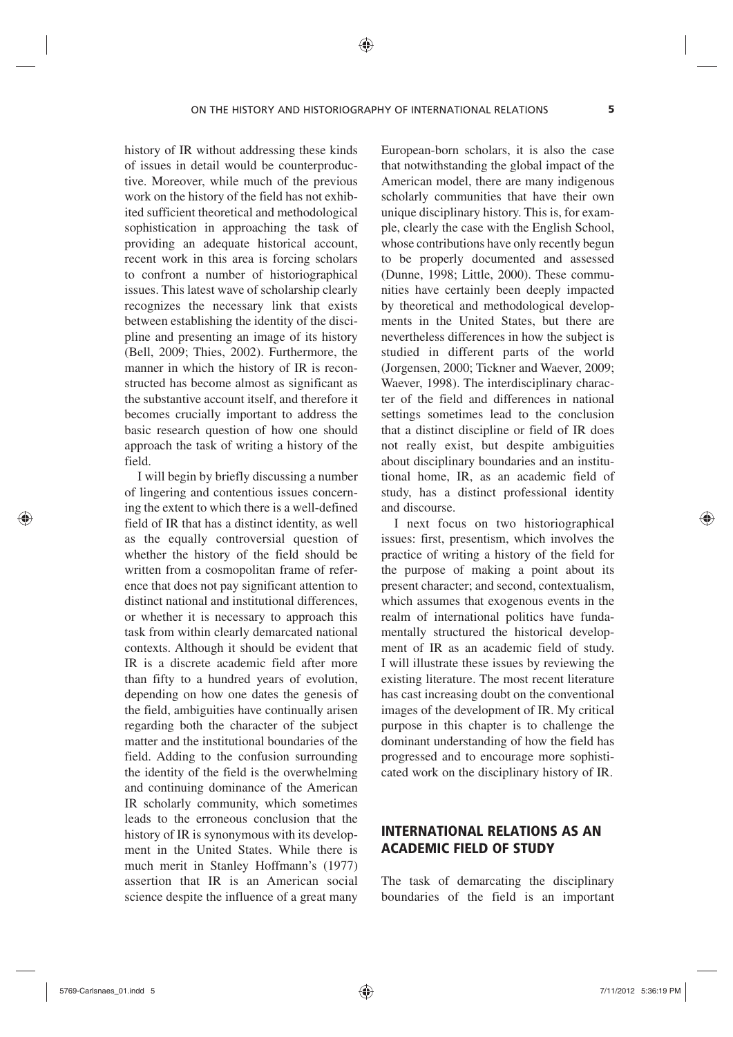history of IR without addressing these kinds of issues in detail would be counterproductive. Moreover, while much of the previous work on the history of the field has not exhibited sufficient theoretical and methodological sophistication in approaching the task of providing an adequate historical account, recent work in this area is forcing scholars to confront a number of historiographical issues. This latest wave of scholarship clearly recognizes the necessary link that exists between establishing the identity of the discipline and presenting an image of its history (Bell, 2009; Thies, 2002). Furthermore, the manner in which the history of IR is reconstructed has become almost as significant as the substantive account itself, and therefore it becomes crucially important to address the basic research question of how one should approach the task of writing a history of the field.

I will begin by briefly discussing a number of lingering and contentious issues concerning the extent to which there is a well-defined field of IR that has a distinct identity, as well as the equally controversial question of whether the history of the field should be written from a cosmopolitan frame of reference that does not pay significant attention to distinct national and institutional differences, or whether it is necessary to approach this task from within clearly demarcated national contexts. Although it should be evident that IR is a discrete academic field after more than fifty to a hundred years of evolution, depending on how one dates the genesis of the field, ambiguities have continually arisen regarding both the character of the subject matter and the institutional boundaries of the field. Adding to the confusion surrounding the identity of the field is the overwhelming and continuing dominance of the American IR scholarly community, which sometimes leads to the erroneous conclusion that the history of IR is synonymous with its development in the United States. While there is much merit in Stanley Hoffmann's (1977) assertion that IR is an American social science despite the influence of a great many European-born scholars, it is also the case that notwithstanding the global impact of the American model, there are many indigenous scholarly communities that have their own unique disciplinary history. This is, for example, clearly the case with the English School, whose contributions have only recently begun to be properly documented and assessed (Dunne, 1998; Little, 2000). These communities have certainly been deeply impacted by theoretical and methodological developments in the United States, but there are nevertheless differences in how the subject is studied in different parts of the world (Jorgensen, 2000; Tickner and Waever, 2009; Waever, 1998). The interdisciplinary character of the field and differences in national settings sometimes lead to the conclusion that a distinct discipline or field of IR does not really exist, but despite ambiguities about disciplinary boundaries and an institutional home, IR, as an academic field of study, has a distinct professional identity and discourse.

I next focus on two historiographical issues: first, presentism, which involves the practice of writing a history of the field for the purpose of making a point about its present character; and second, contextualism, which assumes that exogenous events in the realm of international politics have fundamentally structured the historical development of IR as an academic field of study. I will illustrate these issues by reviewing the existing literature. The most recent literature has cast increasing doubt on the conventional images of the development of IR. My critical purpose in this chapter is to challenge the dominant understanding of how the field has progressed and to encourage more sophisticated work on the disciplinary history of IR.

## INTERNATIONAL RELATIONS AS AN ACADEMIC FIELD OF STUDY

The task of demarcating the disciplinary boundaries of the field is an important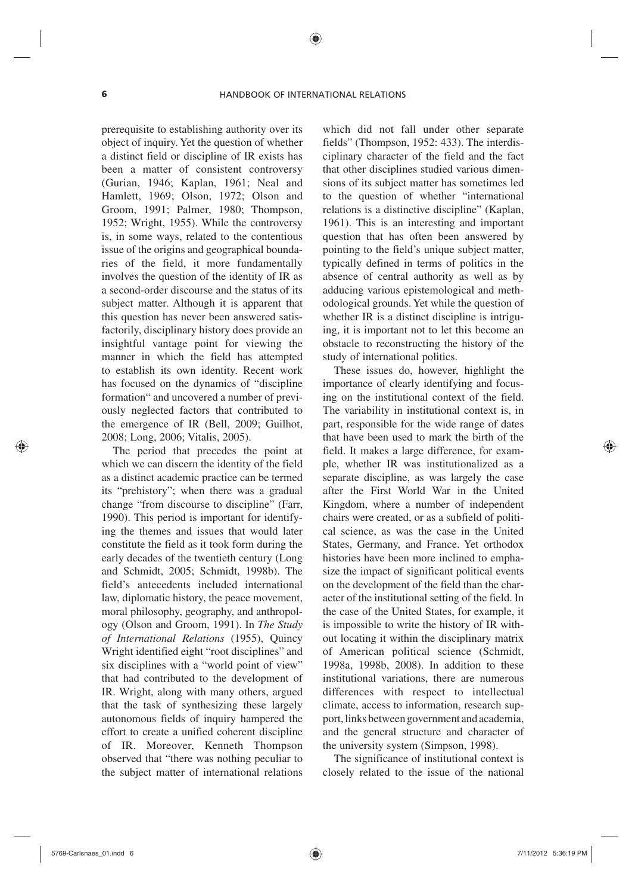prerequisite to establishing authority over its object of inquiry. Yet the question of whether a distinct field or discipline of IR exists has been a matter of consistent controversy (Gurian, 1946; Kaplan, 1961; Neal and Hamlett, 1969; Olson, 1972; Olson and Groom, 1991; Palmer, 1980; Thompson, 1952; Wright, 1955). While the controversy is, in some ways, related to the contentious issue of the origins and geographical boundaries of the field, it more fundamentally involves the question of the identity of IR as a second-order discourse and the status of its subject matter. Although it is apparent that this question has never been answered satisfactorily, disciplinary history does provide an insightful vantage point for viewing the manner in which the field has attempted to establish its own identity. Recent work has focused on the dynamics of "discipline formation" and uncovered a number of previously neglected factors that contributed to the emergence of IR (Bell, 2009; Guilhot, 2008; Long, 2006; Vitalis, 2005).

The period that precedes the point at which we can discern the identity of the field as a distinct academic practice can be termed its "prehistory"; when there was a gradual change "from discourse to discipline" (Farr, 1990). This period is important for identifying the themes and issues that would later constitute the field as it took form during the early decades of the twentieth century (Long and Schmidt, 2005; Schmidt, 1998b). The field's antecedents included international law, diplomatic history, the peace movement, moral philosophy, geography, and anthropology (Olson and Groom, 1991). In *The Study of International Relations* (1955), Quincy Wright identified eight "root disciplines" and six disciplines with a "world point of view" that had contributed to the development of IR. Wright, along with many others, argued that the task of synthesizing these largely autonomous fields of inquiry hampered the effort to create a unified coherent discipline of IR. Moreover, Kenneth Thompson observed that "there was nothing peculiar to the subject matter of international relations which did not fall under other separate fields" (Thompson, 1952: 433). The interdisciplinary character of the field and the fact that other disciplines studied various dimensions of its subject matter has sometimes led to the question of whether "international relations is a distinctive discipline" (Kaplan, 1961). This is an interesting and important question that has often been answered by pointing to the field's unique subject matter, typically defined in terms of politics in the absence of central authority as well as by adducing various epistemological and methodological grounds. Yet while the question of whether IR is a distinct discipline is intriguing, it is important not to let this become an obstacle to reconstructing the history of the study of international politics.

These issues do, however, highlight the importance of clearly identifying and focusing on the institutional context of the field. The variability in institutional context is, in part, responsible for the wide range of dates that have been used to mark the birth of the field. It makes a large difference, for example, whether IR was institutionalized as a separate discipline, as was largely the case after the First World War in the United Kingdom, where a number of independent chairs were created, or as a subfield of political science, as was the case in the United States, Germany, and France. Yet orthodox histories have been more inclined to emphasize the impact of significant political events on the development of the field than the character of the institutional setting of the field. In the case of the United States, for example, it is impossible to write the history of IR without locating it within the disciplinary matrix of American political science (Schmidt, 1998a, 1998b, 2008). In addition to these institutional variations, there are numerous differences with respect to intellectual climate, access to information, research support, links between government and academia, and the general structure and character of the university system (Simpson, 1998).

The significance of institutional context is closely related to the issue of the national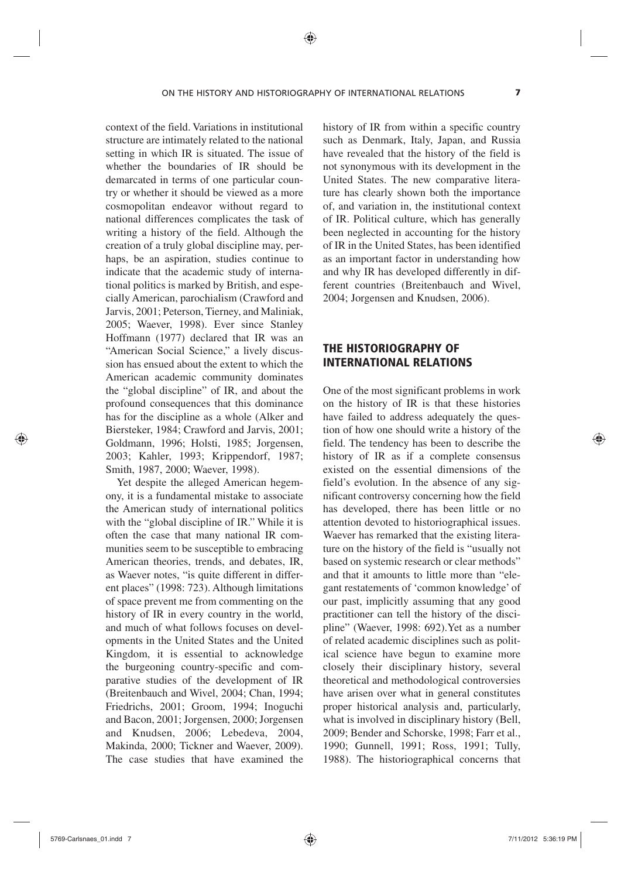context of the field. Variations in institutional structure are intimately related to the national setting in which IR is situated. The issue of whether the boundaries of IR should be demarcated in terms of one particular country or whether it should be viewed as a more cosmopolitan endeavor without regard to national differences complicates the task of writing a history of the field. Although the creation of a truly global discipline may, perhaps, be an aspiration, studies continue to indicate that the academic study of international politics is marked by British, and especially American, parochialism (Crawford and Jarvis, 2001; Peterson, Tierney, and Maliniak, 2005; Waever, 1998). Ever since Stanley Hoffmann (1977) declared that IR was an "American Social Science," a lively discussion has ensued about the extent to which the American academic community dominates the "global discipline" of IR, and about the profound consequences that this dominance has for the discipline as a whole (Alker and Biersteker, 1984; Crawford and Jarvis, 2001; Goldmann, 1996; Holsti, 1985; Jorgensen, 2003; Kahler, 1993; Krippendorf, 1987; Smith, 1987, 2000; Waever, 1998).

Yet despite the alleged American hegemony, it is a fundamental mistake to associate the American study of international politics with the "global discipline of IR." While it is often the case that many national IR communities seem to be susceptible to embracing American theories, trends, and debates, IR, as Waever notes, "is quite different in different places" (1998: 723). Although limitations of space prevent me from commenting on the history of IR in every country in the world, and much of what follows focuses on developments in the United States and the United Kingdom, it is essential to acknowledge the burgeoning country-specific and comparative studies of the development of IR (Breitenbauch and Wivel, 2004; Chan, 1994; Friedrichs, 2001; Groom, 1994; Inoguchi and Bacon, 2001; Jorgensen, 2000; Jorgensen and Knudsen, 2006; Lebedeva, 2004, Makinda, 2000; Tickner and Waever, 2009). The case studies that have examined the history of IR from within a specific country such as Denmark, Italy, Japan, and Russia have revealed that the history of the field is not synonymous with its development in the United States. The new comparative literature has clearly shown both the importance of, and variation in, the institutional context of IR. Political culture, which has generally been neglected in accounting for how the history of IR in the United States, has been identified as an important factor in understanding how and why IR has developed differently in different countries (Breitenbauch and Wivel, 2004; Jorgensen and Knudsen, 2006).

## THE HISTORIOGRAPHY OF INTERNATIONAL RELATIONS

One of the most significant problems in work on the history of IR is that these histories have failed to address adequately the question of how one should write a history of the field. The tendency has been to describe the history of IR as if a complete consensus existed on the essential dimensions of the field's evolution. In the absence of any significant controversy concerning how the field has developed, there has been little or no attention devoted to historiographical issues. Waever has remarked that the existing literature on the history of the field is "usually not based on systemic research or clear methods" and that it amounts to little more than "elegant restatements of 'common knowledge' of our past, implicitly assuming that any good practitioner can tell the history of the discipline" (Waever, 1998: 692). Yet as a number of related academic disciplines such as political science have begun to examine more closely their disciplinary history, several theoretical and methodological controversies have arisen over what in general constitutes proper historical analysis and, particularly, what is involved in disciplinary history (Bell, 2009; Bender and Schorske, 1998; Farr et al., 1990; Gunnell, 1991; Ross, 1991; Tully, 1988). The historiographical concerns that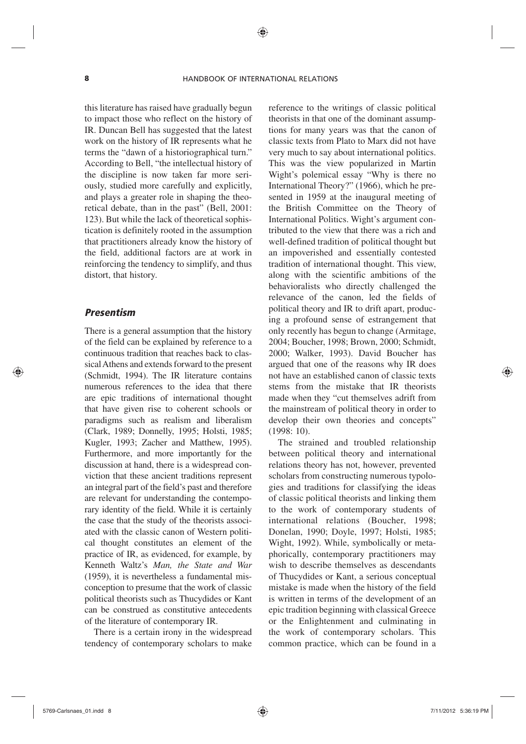this literature has raised have gradually begun to impact those who reflect on the history of IR. Duncan Bell has suggested that the latest work on the history of IR represents what he terms the "dawn of a historiographical turn." According to Bell, "the intellectual history of the discipline is now taken far more seriously, studied more carefully and explicitly, and plays a greater role in shaping the theoretical debate, than in the past" (Bell, 2001: 123). But while the lack of theoretical sophistication is definitely rooted in the assumption that practitioners already know the history of the field, additional factors are at work in reinforcing the tendency to simplify, and thus distort, that history.

## *Presentism*

There is a general assumption that the history of the field can be explained by reference to a continuous tradition that reaches back to classical Athens and extends forward to the present (Schmidt, 1994). The IR literature contains numerous references to the idea that there are epic traditions of international thought that have given rise to coherent schools or paradigms such as realism and liberalism (Clark, 1989; Donnelly, 1995; Holsti, 1985; Kugler, 1993; Zacher and Matthew, 1995). Furthermore, and more importantly for the discussion at hand, there is a widespread conviction that these ancient traditions represent an integral part of the field's past and therefore are relevant for understanding the contemporary identity of the field. While it is certainly the case that the study of the theorists associated with the classic canon of Western political thought constitutes an element of the practice of IR, as evidenced, for example, by Kenneth Waltz's *Man, the State and War* (1959), it is nevertheless a fundamental misconception to presume that the work of classic political theorists such as Thucydides or Kant can be construed as constitutive antecedents of the literature of contemporary IR.

There is a certain irony in the widespread tendency of contemporary scholars to make reference to the writings of classic political theorists in that one of the dominant assumptions for many years was that the canon of classic texts from Plato to Marx did not have very much to say about international politics. This was the view popularized in Martin Wight's polemical essay "Why is there no International Theory?" (1966), which he presented in 1959 at the inaugural meeting of the British Committee on the Theory of International Politics. Wight's argument contributed to the view that there was a rich and well-defined tradition of political thought but an impoverished and essentially contested tradition of international thought. This view, along with the scientific ambitions of the behavioralists who directly challenged the relevance of the canon, led the fields of political theory and IR to drift apart, producing a profound sense of estrangement that only recently has begun to change (Armitage, 2004; Boucher, 1998; Brown, 2000; Schmidt, 2000; Walker, 1993). David Boucher has argued that one of the reasons why IR does not have an established canon of classic texts stems from the mistake that IR theorists made when they "cut themselves adrift from the mainstream of political theory in order to develop their own theories and concepts" (1998: 10).

The strained and troubled relationship between political theory and international relations theory has not, however, prevented scholars from constructing numerous typologies and traditions for classifying the ideas of classic political theorists and linking them to the work of contemporary students of international relations (Boucher, 1998; Donelan, 1990; Doyle, 1997; Holsti, 1985; Wight, 1992). While, symbolically or metaphorically, contemporary practitioners may wish to describe themselves as descendants of Thucydides or Kant, a serious conceptual mistake is made when the history of the field is written in terms of the development of an epic tradition beginning with classical Greece or the Enlightenment and culminating in the work of contemporary scholars. This common practice, which can be found in a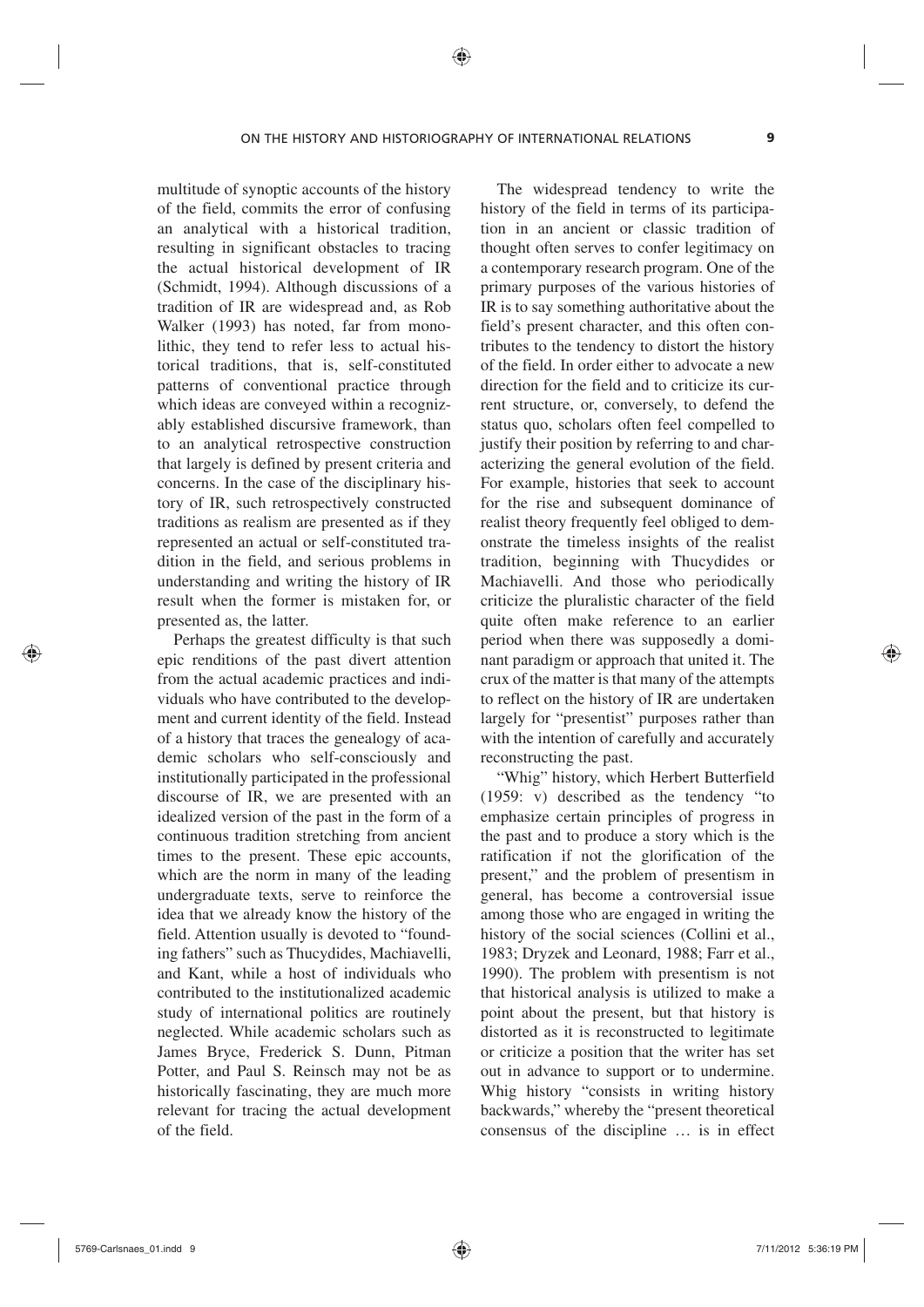multitude of synoptic accounts of the history of the field, commits the error of confusing an analytical with a historical tradition, resulting in significant obstacles to tracing the actual historical development of IR (Schmidt, 1994). Although discussions of a tradition of IR are widespread and, as Rob Walker (1993) has noted, far from monolithic, they tend to refer less to actual historical traditions, that is, self-constituted patterns of conventional practice through which ideas are conveyed within a recognizably established discursive framework, than to an analytical retrospective construction that largely is defined by present criteria and concerns. In the case of the disciplinary history of IR, such retrospectively constructed traditions as realism are presented as if they represented an actual or self-constituted tradition in the field, and serious problems in understanding and writing the history of IR result when the former is mistaken for, or presented as, the latter.

Perhaps the greatest difficulty is that such epic renditions of the past divert attention from the actual academic practices and individuals who have contributed to the development and current identity of the field. Instead of a history that traces the genealogy of academic scholars who self-consciously and institutionally participated in the professional discourse of IR, we are presented with an idealized version of the past in the form of a continuous tradition stretching from ancient times to the present. These epic accounts, which are the norm in many of the leading undergraduate texts, serve to reinforce the idea that we already know the history of the field. Attention usually is devoted to "founding fathers" such as Thucydides, Machiavelli, and Kant, while a host of individuals who contributed to the institutionalized academic study of international politics are routinely neglected. While academic scholars such as James Bryce, Frederick S. Dunn, Pitman Potter, and Paul S. Reinsch may not be as historically fascinating, they are much more relevant for tracing the actual development of the field.

The widespread tendency to write the history of the field in terms of its participation in an ancient or classic tradition of thought often serves to confer legitimacy on a contemporary research program. One of the primary purposes of the various histories of IR is to say something authoritative about the field's present character, and this often contributes to the tendency to distort the history of the field. In order either to advocate a new direction for the field and to criticize its current structure, or, conversely, to defend the status quo, scholars often feel compelled to justify their position by referring to and characterizing the general evolution of the field. For example, histories that seek to account for the rise and subsequent dominance of realist theory frequently feel obliged to demonstrate the timeless insights of the realist tradition, beginning with Thucydides or Machiavelli. And those who periodically criticize the pluralistic character of the field quite often make reference to an earlier period when there was supposedly a dominant paradigm or approach that united it. The crux of the matter is that many of the attempts to reflect on the history of IR are undertaken largely for "presentist" purposes rather than with the intention of carefully and accurately reconstructing the past.

"Whig" history, which Herbert Butterfield (1959: v) described as the tendency "to emphasize certain principles of progress in the past and to produce a story which is the ratification if not the glorification of the present," and the problem of presentism in general, has become a controversial issue among those who are engaged in writing the history of the social sciences (Collini et al., 1983; Dryzek and Leonard, 1988; Farr et al., 1990). The problem with presentism is not that historical analysis is utilized to make a point about the present, but that history is distorted as it is reconstructed to legitimate or criticize a position that the writer has set out in advance to support or to undermine. Whig history "consists in writing history backwards," whereby the "present theoretical consensus of the discipline … is in effect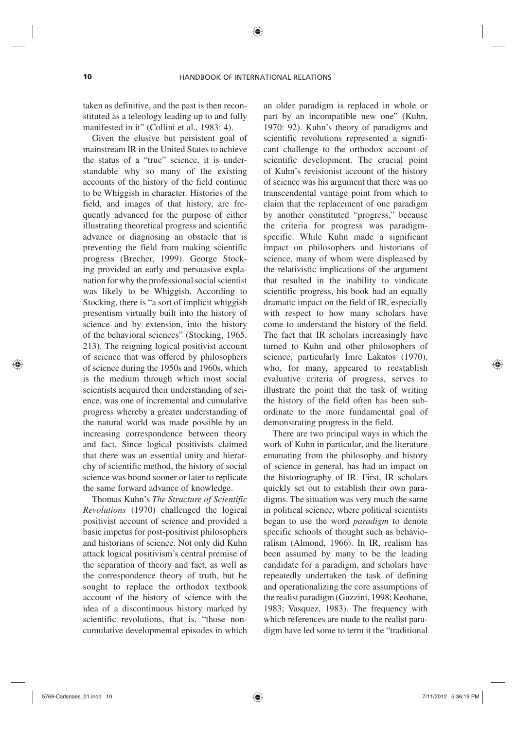taken as definitive, and the past is then reconstituted as a teleology leading up to and fully manifested in it" (Collini et al., 1983: 4).

Given the elusive but persistent goal of mainstream IR in the United States to achieve the status of a "true" science, it is understandable why so many of the existing accounts of the history of the field continue to be Whiggish in character. Histories of the field, and images of that history, are frequently advanced for the purpose of either illustrating theoretical progress and scientific advance or diagnosing an obstacle that is preventing the field from making scientific progress (Brecher, 1999). George Stocking provided an early and persuasive explanation for why the professional social scientist was likely to be Whiggish. According to Stocking, there is "a sort of implicit whiggish presentism virtually built into the history of science and by extension, into the history of the behavioral sciences" (Stocking, 1965: 213). The reigning logical positivist account of science that was offered by philosophers of science during the 1950s and 1960s, which is the medium through which most social scientists acquired their understanding of science, was one of incremental and cumulative progress whereby a greater understanding of the natural world was made possible by an increasing correspondence between theory and fact. Since logical positivists claimed that there was an essential unity and hierarchy of scientific method, the history of social science was bound sooner or later to replicate the same forward advance of knowledge.

Thomas Kuhn's *The Structure of Scientific Revolutions* (1970) challenged the logical positivist account of science and provided a basic impetus for post-positivist philosophers and historians of science. Not only did Kuhn attack logical positivism's central premise of the separation of theory and fact, as well as the correspondence theory of truth, but he sought to replace the orthodox textbook account of the history of science with the idea of a discontinuous history marked by scientific revolutions, that is, "those non-cumulative developmental episodes in which an older paradigm is replaced in whole or part by an incompatible new one" (Kuhn, 1970: 92). Kuhn's theory of paradigms and scientific revolutions represented a significant challenge to the orthodox account of scientific development. The crucial point of Kuhn's revisionist account of the history of science was his argument that there was no transcendental vantage point from which to claim that the replacement of one paradigm by another constituted "progress," because the criteria for progress was paradigm-specific. While Kuhn made a significant impact on philosophers and historians of science, many of whom were displeased by the relativistic implications of the argument that resulted in the inability to vindicate scientific progress, his book had an equally dramatic impact on the field of IR, especially with respect to how many scholars have come to understand the history of the field. The fact that IR scholars increasingly have turned to Kuhn and other philosophers of science, particularly Imre Lakatos (1970), who, for many, appeared to reestablish evaluative criteria of progress, serves to illustrate the point that the task of writing the history of the field often has been subordinate to the more fundamental goal of demonstrating progress in the field.

There are two principal ways in which the work of Kuhn in particular, and the literature emanating from the philosophy and history of science in general, has had an impact on the historiography of IR. First, IR scholars quickly set out to establish their own paradigms. The situation was very much the same in political science, where political scientists began to use the word *paradigm* to denote specific schools of thought such as behavioralism (Almond, 1966). In IR, realism has been assumed by many to be the leading candidate for a paradigm, and scholars have repeatedly undertaken the task of defining and operationalizing the core assumptions of the realist paradigm (Guzzini, 1998; Keohane, 1983; Vasquez, 1983). The frequency with which references are made to the realist paradigm have led some to term it the "traditional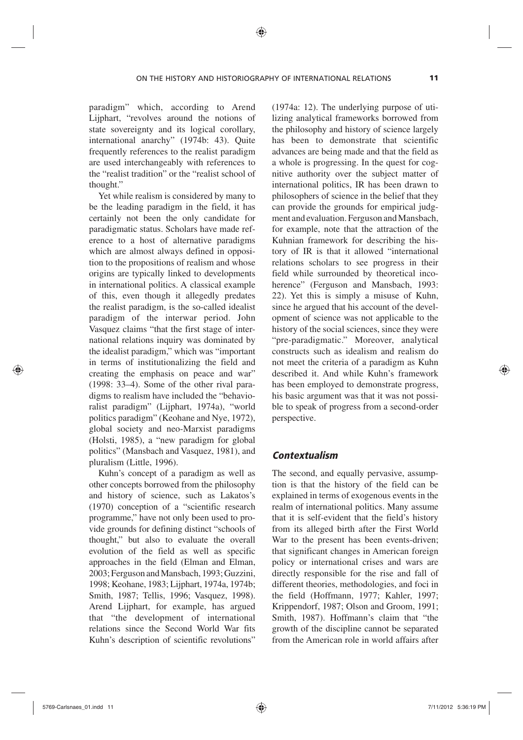paradigm" which, according to Arend Lijphart, "revolves around the notions of state sovereignty and its logical corollary, international anarchy" (1974b: 43). Quite frequently references to the realist paradigm are used interchangeably with references to the "realist tradition" or the "realist school of thought."

Yet while realism is considered by many to be the leading paradigm in the field, it has certainly not been the only candidate for paradigmatic status. Scholars have made reference to a host of alternative paradigms which are almost always defined in opposition to the propositions of realism and whose origins are typically linked to developments in international politics. A classical example of this, even though it allegedly predates the realist paradigm, is the so-called idealist paradigm of the interwar period. John Vasquez claims "that the first stage of international relations inquiry was dominated by the idealist paradigm," which was "important in terms of institutionalizing the field and creating the emphasis on peace and war" (1998: 33–4). Some of the other rival paradigms to realism have included the "behavioralist paradigm" (Lijphart, 1974a), "world politics paradigm" (Keohane and Nye, 1972), global society and neo-Marxist paradigms (Holsti, 1985), a "new paradigm for global politics" (Mansbach and Vasquez, 1981), and pluralism (Little, 1996).

Kuhn's concept of a paradigm as well as other concepts borrowed from the philosophy and history of science, such as Lakatos's (1970) conception of a "scientific research programme," have not only been used to provide grounds for defining distinct "schools of thought," but also to evaluate the overall evolution of the field as well as specific approaches in the field (Elman and Elman, 2003; Ferguson and Mansbach, 1993; Guzzini, 1998; Keohane, 1983; Lijphart, 1974a, 1974b; Smith, 1987; Tellis, 1996; Vasquez, 1998). Arend Lijphart, for example, has argued that "the development of international relations since the Second World War fits Kuhn's description of scientific revolutions" (1974a: 12). The underlying purpose of utilizing analytical frameworks borrowed from the philosophy and history of science largely has been to demonstrate that scientific advances are being made and that the field as a whole is progressing. In the quest for cognitive authority over the subject matter of international politics, IR has been drawn to philosophers of science in the belief that they can provide the grounds for empirical judgment and evaluation. Ferguson and Mansbach, for example, note that the attraction of the Kuhnian framework for describing the history of IR is that it allowed "international relations scholars to see progress in their field while surrounded by theoretical incoherence" (Ferguson and Mansbach, 1993: 22). Yet this is simply a misuse of Kuhn, since he argued that his account of the development of science was not applicable to the history of the social sciences, since they were "pre-paradigmatic." Moreover, analytical constructs such as idealism and realism do not meet the criteria of a paradigm as Kuhn described it. And while Kuhn's framework has been employed to demonstrate progress, his basic argument was that it was not possible to speak of progress from a second-order perspective.

### *Contextualism*

The second, and equally pervasive, assumption is that the history of the field can be explained in terms of exogenous events in the realm of international politics. Many assume that it is self-evident that the field's history from its alleged birth after the First World War to the present has been events-driven; that significant changes in American foreign policy or international crises and wars are directly responsible for the rise and fall of different theories, methodologies, and foci in the field (Hoffmann, 1977; Kahler, 1997; Krippendorf, 1987; Olson and Groom, 1991; Smith, 1987). Hoffmann's claim that "the growth of the discipline cannot be separated from the American role in world affairs after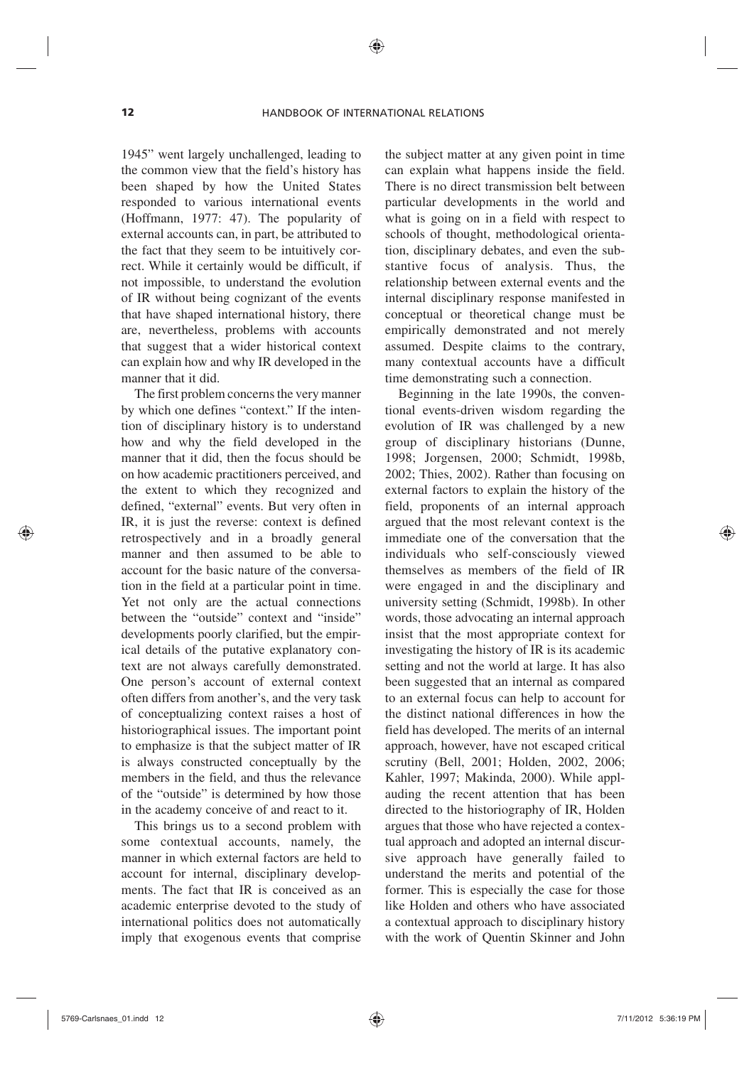1945" went largely unchallenged, leading to the common view that the field's history has been shaped by how the United States responded to various international events (Hoffmann, 1977: 47). The popularity of external accounts can, in part, be attributed to the fact that they seem to be intuitively correct. While it certainly would be difficult, if not impossible, to understand the evolution of IR without being cognizant of the events that have shaped international history, there are, nevertheless, problems with accounts that suggest that a wider historical context can explain how and why IR developed in the manner that it did.

The first problem concerns the very manner by which one defines "context." If the intention of disciplinary history is to understand how and why the field developed in the manner that it did, then the focus should be on how academic practitioners perceived, and the extent to which they recognized and defined, "external" events. But very often in IR, it is just the reverse: context is defined retrospectively and in a broadly general manner and then assumed to be able to account for the basic nature of the conversation in the field at a particular point in time. Yet not only are the actual connections between the "outside" context and "inside" developments poorly clarified, but the empirical details of the putative explanatory context are not always carefully demonstrated. One person's account of external context often differs from another's, and the very task of conceptualizing context raises a host of historiographical issues. The important point to emphasize is that the subject matter of IR is always constructed conceptually by the members in the field, and thus the relevance of the "outside" is determined by how those in the academy conceive of and react to it.

This brings us to a second problem with some contextual accounts, namely, the manner in which external factors are held to account for internal, disciplinary developments. The fact that IR is conceived as an academic enterprise devoted to the study of international politics does not automatically imply that exogenous events that comprise the subject matter at any given point in time can explain what happens inside the field. There is no direct transmission belt between particular developments in the world and what is going on in a field with respect to schools of thought, methodological orientation, disciplinary debates, and even the substantive focus of analysis. Thus, the relationship between external events and the internal disciplinary response manifested in conceptual or theoretical change must be empirically demonstrated and not merely assumed. Despite claims to the contrary, many contextual accounts have a difficult time demonstrating such a connection.

Beginning in the late 1990s, the conventional events-driven wisdom regarding the evolution of IR was challenged by a new group of disciplinary historians (Dunne, 1998; Jorgensen, 2000; Schmidt, 1998b, 2002; Thies, 2002). Rather than focusing on external factors to explain the history of the field, proponents of an internal approach argued that the most relevant context is the immediate one of the conversation that the individuals who self-consciously viewed themselves as members of the field of IR were engaged in and the disciplinary and university setting (Schmidt, 1998b). In other words, those advocating an internal approach insist that the most appropriate context for investigating the history of IR is its academic setting and not the world at large. It has also been suggested that an internal as compared to an external focus can help to account for the distinct national differences in how the field has developed. The merits of an internal approach, however, have not escaped critical scrutiny (Bell, 2001; Holden, 2002, 2006; Kahler, 1997; Makinda, 2000). While applauding the recent attention that has been directed to the historiography of IR, Holden argues that those who have rejected a contextual approach and adopted an internal discursive approach have generally failed to understand the merits and potential of the former. This is especially the case for those like Holden and others who have associated a contextual approach to disciplinary history with the work of Quentin Skinner and John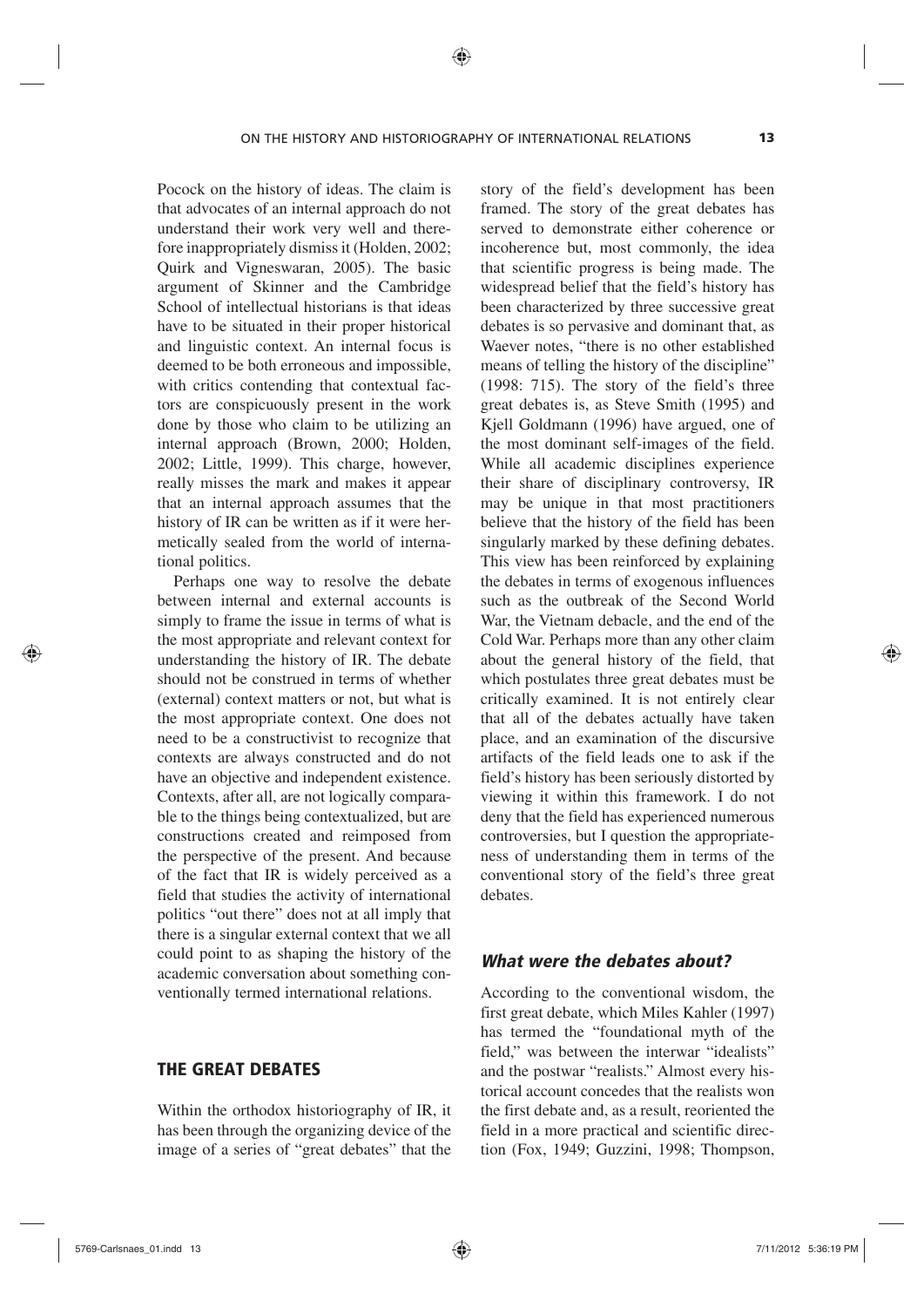Pocock on the history of ideas. The claim is that advocates of an internal approach do not understand their work very well and therefore inappropriately dismiss it (Holden, 2002; Quirk and Vigneswaran, 2005). The basic argument of Skinner and the Cambridge School of intellectual historians is that ideas have to be situated in their proper historical and linguistic context. An internal focus is deemed to be both erroneous and impossible, with critics contending that contextual factors are conspicuously present in the work done by those who claim to be utilizing an internal approach (Brown, 2000; Holden, 2002; Little, 1999). This charge, however, really misses the mark and makes it appear that an internal approach assumes that the history of IR can be written as if it were hermetically sealed from the world of international politics.

Perhaps one way to resolve the debate between internal and external accounts is simply to frame the issue in terms of what is the most appropriate and relevant context for understanding the history of IR. The debate should not be construed in terms of whether (external) context matters or not, but what is the most appropriate context. One does not need to be a constructivist to recognize that contexts are always constructed and do not have an objective and independent existence. Contexts, after all, are not logically comparable to the things being contextualized, but are constructions created and reimposed from the perspective of the present. And because of the fact that IR is widely perceived as a field that studies the activity of international politics "out there" does not at all imply that there is a singular external context that we all could point to as shaping the history of the academic conversation about something conventionally termed international relations.

## THE GREAT DEBATES

Within the orthodox historiography of IR, it has been through the organizing device of the image of a series of "great debates" that the story of the field's development has been framed. The story of the great debates has served to demonstrate either coherence or incoherence but, most commonly, the idea that scientific progress is being made. The widespread belief that the field's history has been characterized by three successive great debates is so pervasive and dominant that, as Waever notes, "there is no other established means of telling the history of the discipline" (1998: 715). The story of the field's three great debates is, as Steve Smith (1995) and Kjell Goldmann (1996) have argued, one of the most dominant self-images of the field. While all academic disciplines experience their share of disciplinary controversy, IR may be unique in that most practitioners believe that the history of the field has been singularly marked by these defining debates. This view has been reinforced by explaining the debates in terms of exogenous influences such as the outbreak of the Second World War, the Vietnam debacle, and the end of the Cold War. Perhaps more than any other claim about the general history of the field, that which postulates three great debates must be critically examined. It is not entirely clear that all of the debates actually have taken place, and an examination of the discursive artifacts of the field leads one to ask if the field's history has been seriously distorted by viewing it within this framework. I do not deny that the field has experienced numerous controversies, but I question the appropriateness of understanding them in terms of the conventional story of the field's three great debates.

### *What were the debates about?*

According to the conventional wisdom, the first great debate, which Miles Kahler (1997) has termed the "foundational myth of the field," was between the interwar "idealists" and the postwar "realists." Almost every historical account concedes that the realists won the first debate and, as a result, reoriented the field in a more practical and scientific direction (Fox, 1949; Guzzini, 1998; Thompson,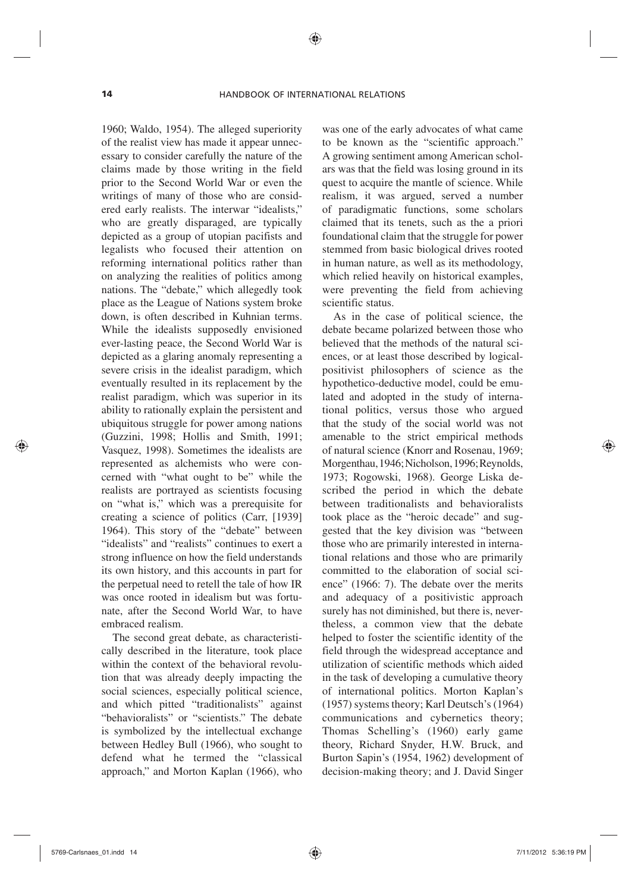1960; Waldo, 1954). The alleged superiority of the realist view has made it appear unnecessary to consider carefully the nature of the claims made by those writing in the field prior to the Second World War or even the writings of many of those who are considered early realists. The interwar "idealists," who are greatly disparaged, are typically depicted as a group of utopian pacifists and legalists who focused their attention on reforming international politics rather than on analyzing the realities of politics among nations. The "debate," which allegedly took place as the League of Nations system broke down, is often described in Kuhnian terms. While the idealists supposedly envisioned ever-lasting peace, the Second World War is depicted as a glaring anomaly representing a severe crisis in the idealist paradigm, which eventually resulted in its replacement by the realist paradigm, which was superior in its ability to rationally explain the persistent and ubiquitous struggle for power among nations (Guzzini, 1998; Hollis and Smith, 1991; Vasquez, 1998). Sometimes the idealists are represented as alchemists who were concerned with "what ought to be" while the realists are portrayed as scientists focusing on "what is," which was a prerequisite for creating a science of politics (Carr, [1939] 1964). This story of the "debate" between "idealists" and "realists" continues to exert a strong influence on how the field understands its own history, and this accounts in part for the perpetual need to retell the tale of how IR was once rooted in idealism but was fortunate, after the Second World War, to have embraced realism.

The second great debate, as characteristically described in the literature, took place within the context of the behavioral revolution that was already deeply impacting the social sciences, especially political science, and which pitted "traditionalists" against "behavioralists" or "scientists." The debate is symbolized by the intellectual exchange between Hedley Bull (1966), who sought to defend what he termed the "classical approach," and Morton Kaplan (1966), who was one of the early advocates of what came to be known as the "scientific approach." A growing sentiment among American scholars was that the field was losing ground in its quest to acquire the mantle of science. While realism, it was argued, served a number of paradigmatic functions, some scholars claimed that its tenets, such as the a priori foundational claim that the struggle for power stemmed from basic biological drives rooted in human nature, as well as its methodology, which relied heavily on historical examples, were preventing the field from achieving scientific status.

As in the case of political science, the debate became polarized between those who believed that the methods of the natural sciences, or at least those described by logical-positivist philosophers of science as the hypothetico-deductive model, could be emulated and adopted in the study of international politics, versus those who argued that the study of the social world was not amenable to the strict empirical methods of natural science (Knorr and Rosenau, 1969; Morgenthau, 1946; Nicholson, 1996; Reynolds, 1973; Rogowski, 1968). George Liska described the period in which the debate between traditionalists and behavioralists took place as the "heroic decade" and suggested that the key division was "between those who are primarily interested in international relations and those who are primarily committed to the elaboration of social science" (1966: 7). The debate over the merits and adequacy of a positivistic approach surely has not diminished, but there is, nevertheless, a common view that the debate helped to foster the scientific identity of the field through the widespread acceptance and utilization of scientific methods which aided in the task of developing a cumulative theory of international politics. Morton Kaplan's (1957) systems theory; Karl Deutsch's (1964) communications and cybernetics theory; Thomas Schelling's (1960) early game theory, Richard Snyder, H.W. Bruck, and Burton Sapin's (1954, 1962) development of decision-making theory; and J. David Singer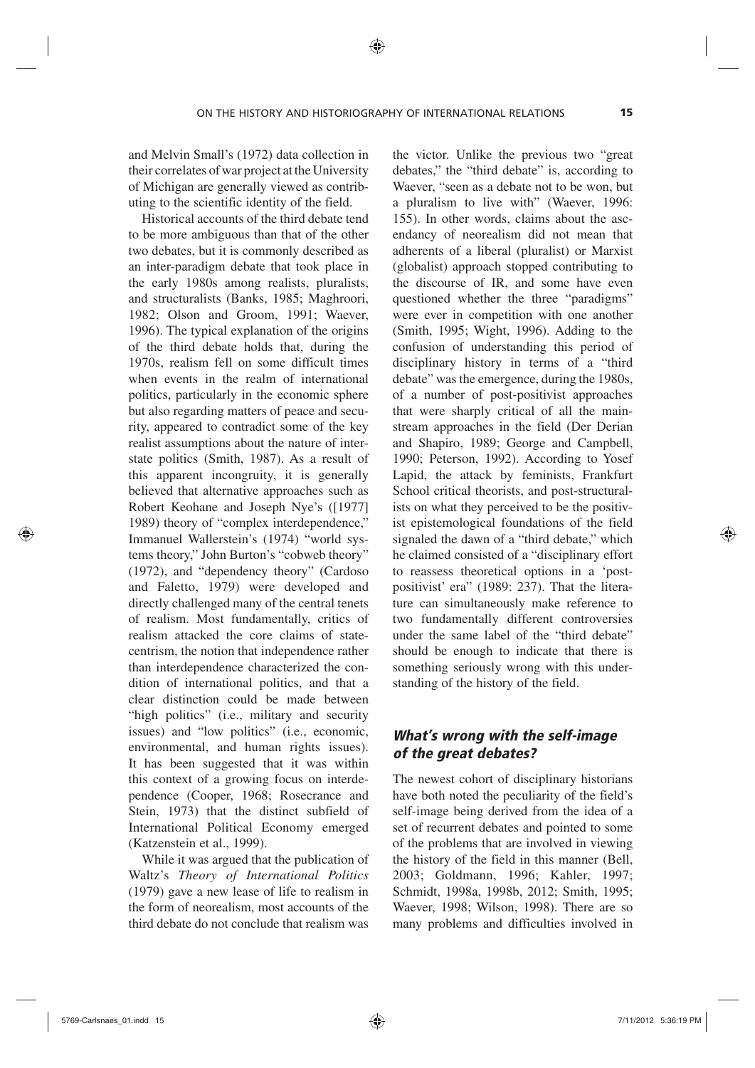and Melvin Small's (1972) data collection in their correlates of war project at the University of Michigan are generally viewed as contributing to the scientific identity of the field.

Historical accounts of the third debate tend to be more ambiguous than that of the other two debates, but it is commonly described as an inter-paradigm debate that took place in the early 1980s among realists, pluralists, and structuralists (Banks, 1985; Maghroori, 1982; Olson and Groom, 1991; Waever, 1996). The typical explanation of the origins of the third debate holds that, during the 1970s, realism fell on some difficult times when events in the realm of international politics, particularly in the economic sphere but also regarding matters of peace and security, appeared to contradict some of the key realist assumptions about the nature of interstate politics (Smith, 1987). As a result of this apparent incongruity, it is generally believed that alternative approaches such as Robert Keohane and Joseph Nye's ([1977] 1989) theory of "complex interdependence," Immanuel Wallerstein's (1974) "world systems theory," John Burton's "cobweb theory" (1972), and "dependency theory" (Cardoso and Faletto, 1979) were developed and directly challenged many of the central tenets of realism. Most fundamentally, critics of realism attacked the core claims of state-centrism, the notion that independence rather than interdependence characterized the condition of international politics, and that a clear distinction could be made between "high politics" (i.e., military and security issues) and "low politics" (i.e., economic, environmental, and human rights issues). It has been suggested that it was within this context of a growing focus on interdependence (Cooper, 1968; Rosecrance and Stein, 1973) that the distinct subfield of International Political Economy emerged (Katzenstein et al., 1999).

While it was argued that the publication of Waltz's *Theory of International Politics* (1979) gave a new lease of life to realism in the form of neorealism, most accounts of the third debate do not conclude that realism was the victor. Unlike the previous two "great debates," the "third debate" is, according to Waever, "seen as a debate not to be won, but a pluralism to live with" (Waever, 1996: 155). In other words, claims about the ascendancy of neorealism did not mean that adherents of a liberal (pluralist) or Marxist (globalist) approach stopped contributing to the discourse of IR, and some have even questioned whether the three "paradigms" were ever in competition with one another (Smith, 1995; Wight, 1996). Adding to the confusion of understanding this period of disciplinary history in terms of a "third debate" was the emergence, during the 1980s, of a number of post-positivist approaches that were sharply critical of all the mainstream approaches in the field (Der Derian and Shapiro, 1989; George and Campbell, 1990; Peterson, 1992). According to Yosef Lapid, the attack by feminists, Frankfurt School critical theorists, and post-structuralists on what they perceived to be the positivist epistemological foundations of the field signaled the dawn of a "third debate," which he claimed consisted of a "disciplinary effort to reassess theoretical options in a 'post-positivist' era" (1989: 237). That the literature can simultaneously make reference to two fundamentally different controversies under the same label of the "third debate" should be enough to indicate that there is something seriously wrong with this understanding of the history of the field.

## *What's wrong with the self-image of the great debates?*

The newest cohort of disciplinary historians have both noted the peculiarity of the field's self-image being derived from the idea of a set of recurrent debates and pointed to some of the problems that are involved in viewing the history of the field in this manner (Bell, 2003; Goldmann, 1996; Kahler, 1997; Schmidt, 1998a, 1998b, 2012; Smith, 1995; Waever, 1998; Wilson, 1998). There are so many problems and difficulties involved in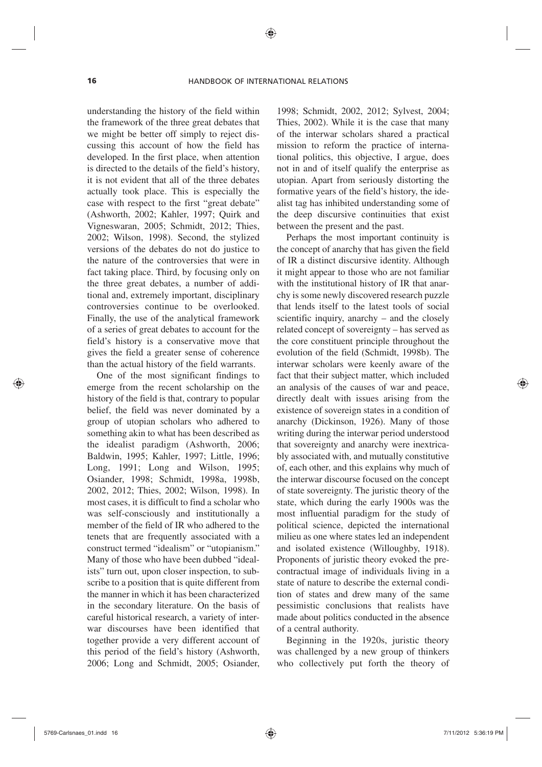understanding the history of the field within the framework of the three great debates that we might be better off simply to reject discussing this account of how the field has developed. In the first place, when attention is directed to the details of the field's history, it is not evident that all of the three debates actually took place. This is especially the case with respect to the first "great debate" (Ashworth, 2002; Kahler, 1997; Quirk and Vigneswaran, 2005; Schmidt, 2012; Thies, 2002; Wilson, 1998). Second, the stylized versions of the debates do not do justice to the nature of the controversies that were in fact taking place. Third, by focusing only on the three great debates, a number of additional and, extremely important, disciplinary controversies continue to be overlooked. Finally, the use of the analytical framework of a series of great debates to account for the field's history is a conservative move that gives the field a greater sense of coherence than the actual history of the field warrants.

One of the most significant findings to emerge from the recent scholarship on the history of the field is that, contrary to popular belief, the field was never dominated by a group of utopian scholars who adhered to something akin to what has been described as the idealist paradigm (Ashworth, 2006; Baldwin, 1995; Kahler, 1997; Little, 1996; Long, 1991; Long and Wilson, 1995; Osiander, 1998; Schmidt, 1998a, 1998b, 2002, 2012; Thies, 2002; Wilson, 1998). In most cases, it is difficult to find a scholar who was self-consciously and institutionally a member of the field of IR who adhered to the tenets that are frequently associated with a construct termed "idealism" or "utopianism." Many of those who have been dubbed "idealists" turn out, upon closer inspection, to subscribe to a position that is quite different from the manner in which it has been characterized in the secondary literature. On the basis of careful historical research, a variety of interwar discourses have been identified that together provide a very different account of this period of the field's history (Ashworth, 2006; Long and Schmidt, 2005; Osiander, 1998; Schmidt, 2002, 2012; Sylvest, 2004; Thies, 2002). While it is the case that many of the interwar scholars shared a practical mission to reform the practice of international politics, this objective, I argue, does not in and of itself qualify the enterprise as utopian. Apart from seriously distorting the formative years of the field's history, the idealist tag has inhibited understanding some of the deep discursive continuities that exist between the present and the past.

Perhaps the most important continuity is the concept of anarchy that has given the field of IR a distinct discursive identity. Although it might appear to those who are not familiar with the institutional history of IR that anarchy is some newly discovered research puzzle that lends itself to the latest tools of social scientific inquiry, anarchy – and the closely related concept of sovereignty – has served as the core constituent principle throughout the evolution of the field (Schmidt, 1998b). The interwar scholars were keenly aware of the fact that their subject matter, which included an analysis of the causes of war and peace, directly dealt with issues arising from the existence of sovereign states in a condition of anarchy (Dickinson, 1926). Many of those writing during the interwar period understood that sovereignty and anarchy were inextricably associated with, and mutually constitutive of, each other, and this explains why much of the interwar discourse focused on the concept of state sovereignty. The juristic theory of the state, which during the early 1900s was the most influential paradigm for the study of political science, depicted the international milieu as one where states led an independent and isolated existence (Willoughby, 1918). Proponents of juristic theory evoked the precontractual image of individuals living in a state of nature to describe the external condition of states and drew many of the same pessimistic conclusions that realists have made about politics conducted in the absence of a central authority.

Beginning in the 1920s, juristic theory was challenged by a new group of thinkers who collectively put forth the theory of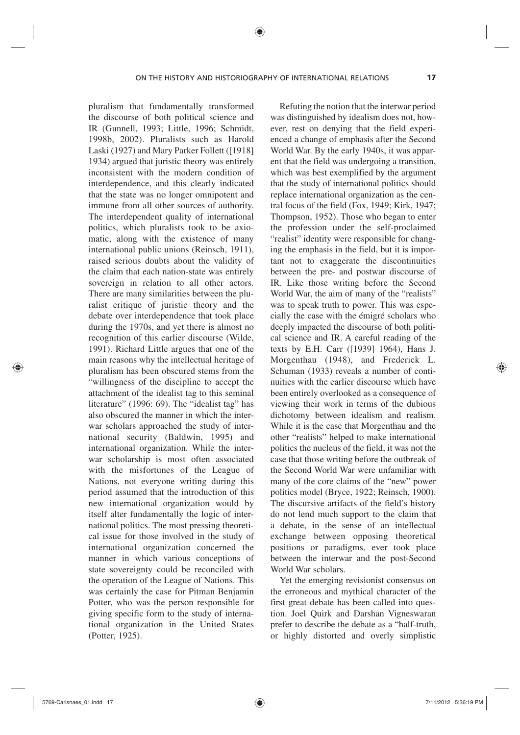pluralism that fundamentally transformed the discourse of both political science and IR (Gunnell, 1993; Little, 1996; Schmidt, 1998b, 2002). Pluralists such as Harold Laski (1927) and Mary Parker Follett ([1918] 1934) argued that juristic theory was entirely inconsistent with the modern condition of interdependence, and this clearly indicated that the state was no longer omnipotent and immune from all other sources of authority. The interdependent quality of international politics, which pluralists took to be axiomatic, along with the existence of many international public unions (Reinsch, 1911), raised serious doubts about the validity of the claim that each nation-state was entirely sovereign in relation to all other actors. There are many similarities between the pluralist critique of juristic theory and the debate over interdependence that took place during the 1970s, and yet there is almost no recognition of this earlier discourse (Wilde, 1991). Richard Little argues that one of the main reasons why the intellectual heritage of pluralism has been obscured stems from the "willingness of the discipline to accept the attachment of the idealist tag to this seminal literature" (1996: 69). The "idealist tag" has also obscured the manner in which the interwar scholars approached the study of international security (Baldwin, 1995) and international organization. While the interwar scholarship is most often associated with the misfortunes of the League of Nations, not everyone writing during this period assumed that the introduction of this new international organization would by itself alter fundamentally the logic of international politics. The most pressing theoretical issue for those involved in the study of international organization concerned the manner in which various conceptions of state sovereignty could be reconciled with the operation of the League of Nations. This was certainly the case for Pitman Benjamin Potter, who was the person responsible for giving specific form to the study of international organization in the United States (Potter, 1925).

Refuting the notion that the interwar period was distinguished by idealism does not, however, rest on denying that the field experienced a change of emphasis after the Second World War. By the early 1940s, it was apparent that the field was undergoing a transition, which was best exemplified by the argument that the study of international politics should replace international organization as the central focus of the field (Fox, 1949; Kirk, 1947; Thompson, 1952). Those who began to enter the profession under the self-proclaimed "realist" identity were responsible for changing the emphasis in the field, but it is important not to exaggerate the discontinuities between the pre- and postwar discourse of IR. Like those writing before the Second World War, the aim of many of the "realists" was to speak truth to power. This was especially the case with the émigré scholars who deeply impacted the discourse of both political science and IR. A careful reading of the texts by E.H. Carr ([1939] 1964), Hans J. Morgenthau (1948), and Frederick L. Schuman (1933) reveals a number of continuities with the earlier discourse which have been entirely overlooked as a consequence of viewing their work in terms of the dubious dichotomy between idealism and realism. While it is the case that Morgenthau and the other "realists" helped to make international politics the nucleus of the field, it was not the case that those writing before the outbreak of the Second World War were unfamiliar with many of the core claims of the "new" power politics model (Bryce, 1922; Reinsch, 1900). The discursive artifacts of the field's history do not lend much support to the claim that a debate, in the sense of an intellectual exchange between opposing theoretical positions or paradigms, ever took place between the interwar and the post-Second World War scholars.

Yet the emerging revisionist consensus on the erroneous and mythical character of the first great debate has been called into question. Joel Quirk and Darshan Vigneswaran prefer to describe the debate as a "half-truth, or highly distorted and overly simplistic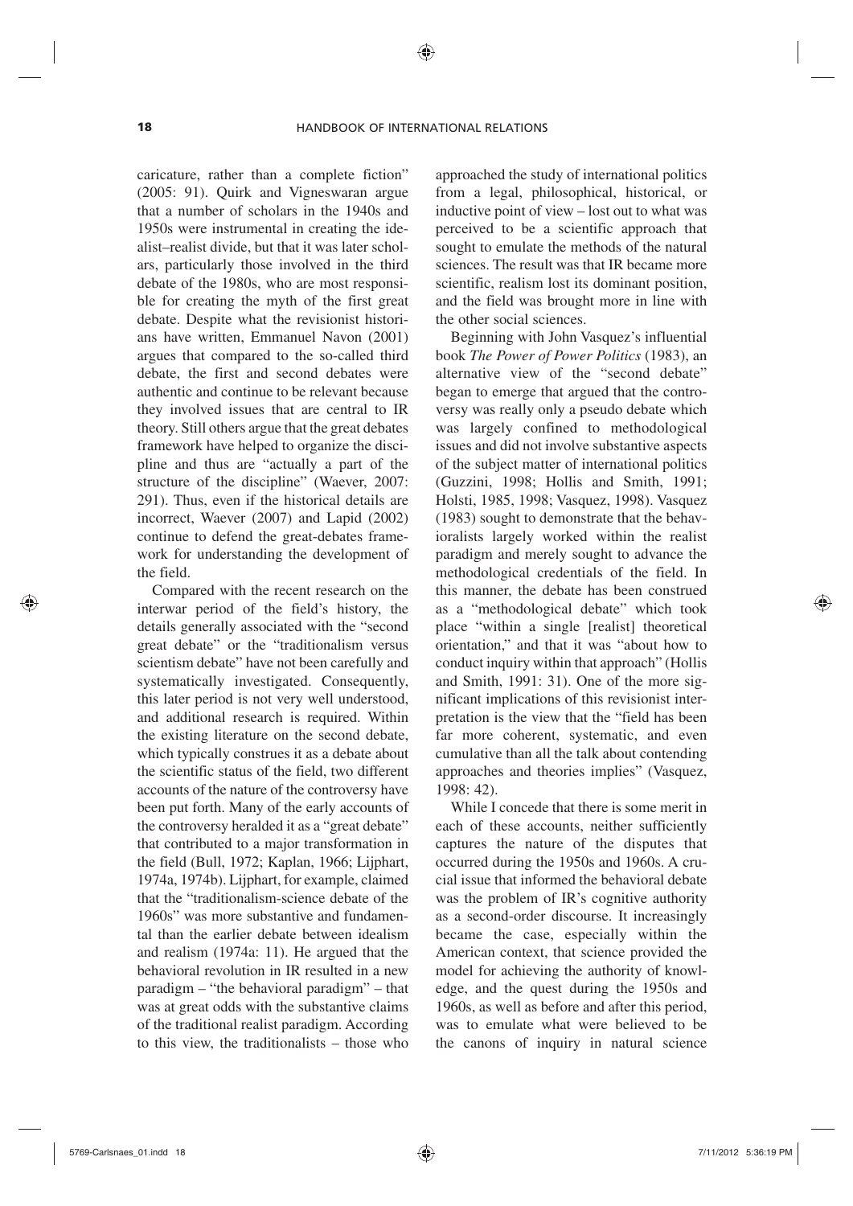caricature, rather than a complete fiction" (2005: 91). Quirk and Vigneswaran argue that a number of scholars in the 1940s and 1950s were instrumental in creating the idealist–realist divide, but that it was later scholars, particularly those involved in the third debate of the 1980s, who are most responsible for creating the myth of the first great debate. Despite what the revisionist historians have written, Emmanuel Navon (2001) argues that compared to the so-called third debate, the first and second debates were authentic and continue to be relevant because they involved issues that are central to IR theory. Still others argue that the great debates framework have helped to organize the discipline and thus are "actually a part of the structure of the discipline" (Waever, 2007: 291). Thus, even if the historical details are incorrect, Waever (2007) and Lapid (2002) continue to defend the great-debates framework for understanding the development of the field.

Compared with the recent research on the interwar period of the field's history, the details generally associated with the "second great debate" or the "traditionalism versus scientism debate" have not been carefully and systematically investigated. Consequently, this later period is not very well understood, and additional research is required. Within the existing literature on the second debate, which typically construes it as a debate about the scientific status of the field, two different accounts of the nature of the controversy have been put forth. Many of the early accounts of the controversy heralded it as a "great debate" that contributed to a major transformation in the field (Bull, 1972; Kaplan, 1966; Lijphart, 1974a, 1974b). Lijphart, for example, claimed that the "traditionalism-science debate of the 1960s" was more substantive and fundamental than the earlier debate between idealism and realism (1974a: 11). He argued that the behavioral revolution in IR resulted in a new paradigm – "the behavioral paradigm" – that was at great odds with the substantive claims of the traditional realist paradigm. According to this view, the traditionalists – those who approached the study of international politics from a legal, philosophical, historical, or inductive point of view – lost out to what was perceived to be a scientific approach that sought to emulate the methods of the natural sciences. The result was that IR became more scientific, realism lost its dominant position, and the field was brought more in line with the other social sciences.

Beginning with John Vasquez's influential book *The Power of Power Politics* (1983), an alternative view of the "second debate" began to emerge that argued that the controversy was really only a pseudo debate which was largely confined to methodological issues and did not involve substantive aspects of the subject matter of international politics (Guzzini, 1998; Hollis and Smith, 1991; Holsti, 1985, 1998; Vasquez, 1998). Vasquez (1983) sought to demonstrate that the behavioralists largely worked within the realist paradigm and merely sought to advance the methodological credentials of the field. In this manner, the debate has been construed as a "methodological debate" which took place "within a single [realist] theoretical orientation," and that it was "about how to conduct inquiry within that approach" (Hollis and Smith, 1991: 31). One of the more significant implications of this revisionist interpretation is the view that the "field has been far more coherent, systematic, and even cumulative than all the talk about contending approaches and theories implies" (Vasquez, 1998: 42).

While I concede that there is some merit in each of these accounts, neither sufficiently captures the nature of the disputes that occurred during the 1950s and 1960s. A crucial issue that informed the behavioral debate was the problem of IR's cognitive authority as a second-order discourse. It increasingly became the case, especially within the American context, that science provided the model for achieving the authority of knowledge, and the quest during the 1950s and 1960s, as well as before and after this period, was to emulate what were believed to be the canons of inquiry in natural science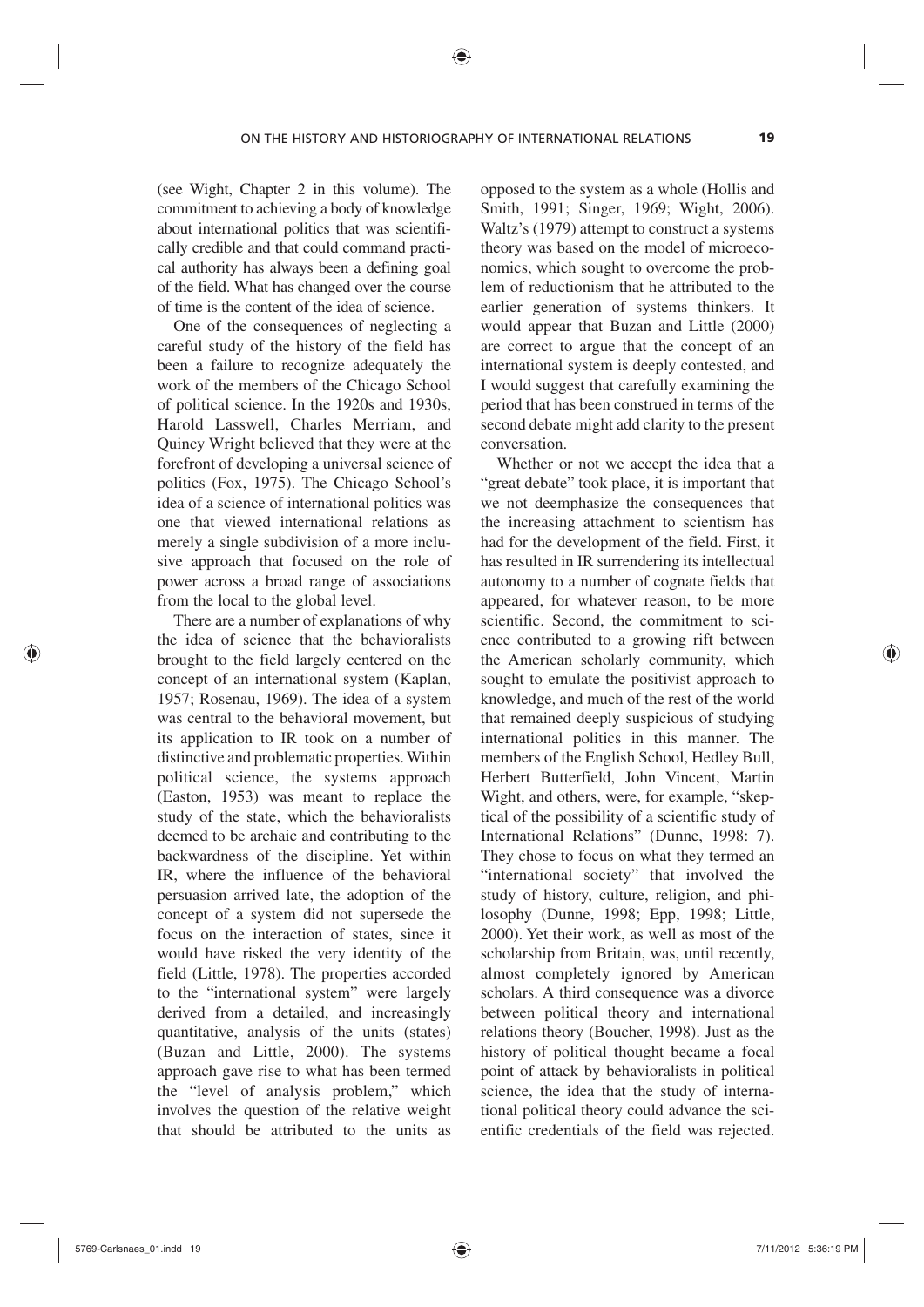(see Wight, Chapter 2 in this volume). The commitment to achieving a body of knowledge about international politics that was scientifically credible and that could command practical authority has always been a defining goal of the field. What has changed over the course of time is the content of the idea of science.

One of the consequences of neglecting a careful study of the history of the field has been a failure to recognize adequately the work of the members of the Chicago School of political science. In the 1920s and 1930s, Harold Lasswell, Charles Merriam, and Quincy Wright believed that they were at the forefront of developing a universal science of politics (Fox, 1975). The Chicago School's idea of a science of international politics was one that viewed international relations as merely a single subdivision of a more inclusive approach that focused on the role of power across a broad range of associations from the local to the global level.

There are a number of explanations of why the idea of science that the behavioralists brought to the field largely centered on the concept of an international system (Kaplan, 1957; Rosenau, 1969). The idea of a system was central to the behavioral movement, but its application to IR took on a number of distinctive and problematic properties. Within political science, the systems approach (Easton, 1953) was meant to replace the study of the state, which the behavioralists deemed to be archaic and contributing to the backwardness of the discipline. Yet within IR, where the influence of the behavioral persuasion arrived late, the adoption of the concept of a system did not supersede the focus on the interaction of states, since it would have risked the very identity of the field (Little, 1978). The properties accorded to the "international system" were largely derived from a detailed, and increasingly quantitative, analysis of the units (states) (Buzan and Little, 2000). The systems approach gave rise to what has been termed the "level of analysis problem," which involves the question of the relative weight that should be attributed to the units as opposed to the system as a whole (Hollis and Smith, 1991; Singer, 1969; Wight, 2006). Waltz's (1979) attempt to construct a systems theory was based on the model of microeconomics, which sought to overcome the problem of reductionism that he attributed to the earlier generation of systems thinkers. It would appear that Buzan and Little (2000) are correct to argue that the concept of an international system is deeply contested, and I would suggest that carefully examining the period that has been construed in terms of the second debate might add clarity to the present conversation.

Whether or not we accept the idea that a "great debate" took place, it is important that we not deemphasize the consequences that the increasing attachment to scientism has had for the development of the field. First, it has resulted in IR surrendering its intellectual autonomy to a number of cognate fields that appeared, for whatever reason, to be more scientific. Second, the commitment to science contributed to a growing rift between the American scholarly community, which sought to emulate the positivist approach to knowledge, and much of the rest of the world that remained deeply suspicious of studying international politics in this manner. The members of the English School, Hedley Bull, Herbert Butterfield, John Vincent, Martin Wight, and others, were, for example, "skeptical of the possibility of a scientific study of International Relations" (Dunne, 1998: 7). They chose to focus on what they termed an "international society" that involved the study of history, culture, religion, and philosophy (Dunne, 1998; Epp, 1998; Little, 2000). Yet their work, as well as most of the scholarship from Britain, was, until recently, almost completely ignored by American scholars. A third consequence was a divorce between political theory and international relations theory (Boucher, 1998). Just as the history of political thought became a focal point of attack by behavioralists in political science, the idea that the study of international political theory could advance the scientific credentials of the field was rejected.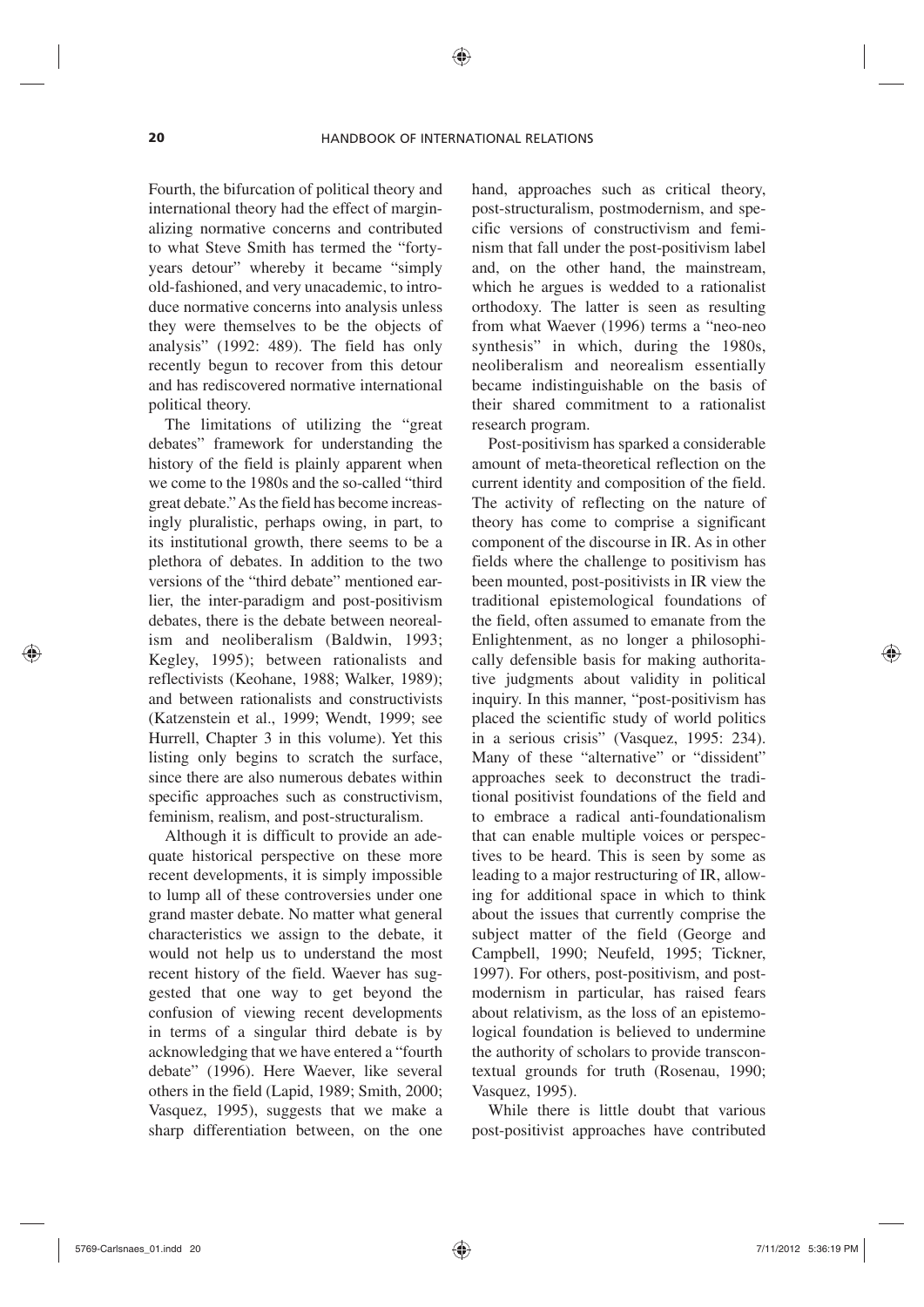Fourth, the bifurcation of political theory and international theory had the effect of marginalizing normative concerns and contributed to what Steve Smith has termed the "forty-years detour" whereby it became "simply old-fashioned, and very unacademic, to introduce normative concerns into analysis unless they were themselves to be the objects of analysis" (1992: 489). The field has only recently begun to recover from this detour and has rediscovered normative international political theory.

The limitations of utilizing the "great debates" framework for understanding the history of the field is plainly apparent when we come to the 1980s and the so-called "third great debate." As the field has become increasingly pluralistic, perhaps owing, in part, to its institutional growth, there seems to be a plethora of debates. In addition to the two versions of the "third debate" mentioned earlier, the inter-paradigm and post-positivism debates, there is the debate between neorealism and neoliberalism (Baldwin, 1993; Kegley, 1995); between rationalists and reflectivists (Keohane, 1988; Walker, 1989); and between rationalists and constructivists (Katzenstein et al., 1999; Wendt, 1999; see Hurrell, Chapter 3 in this volume). Yet this listing only begins to scratch the surface, since there are also numerous debates within specific approaches such as constructivism, feminism, realism, and post-structuralism.

Although it is difficult to provide an adequate historical perspective on these more recent developments, it is simply impossible to lump all of these controversies under one grand master debate. No matter what general characteristics we assign to the debate, it would not help us to understand the most recent history of the field. Waever has suggested that one way to get beyond the confusion of viewing recent developments in terms of a singular third debate is by acknowledging that we have entered a "fourth debate" (1996). Here Waever, like several others in the field (Lapid, 1989; Smith, 2000; Vasquez, 1995), suggests that we make a sharp differentiation between, on the one hand, approaches such as critical theory, post-structuralism, postmodernism, and specific versions of constructivism and feminism that fall under the post-positivism label and, on the other hand, the mainstream, which he argues is wedded to a rationalist orthodoxy. The latter is seen as resulting from what Waever (1996) terms a "neo-neo synthesis" in which, during the 1980s, neoliberalism and neorealism essentially became indistinguishable on the basis of their shared commitment to a rationalist research program.

Post-positivism has sparked a considerable amount of meta-theoretical reflection on the current identity and composition of the field. The activity of reflecting on the nature of theory has come to comprise a significant component of the discourse in IR. As in other fields where the challenge to positivism has been mounted, post-positivists in IR view the traditional epistemological foundations of the field, often assumed to emanate from the Enlightenment, as no longer a philosophically defensible basis for making authoritative judgments about validity in political inquiry. In this manner, "post-positivism has placed the scientific study of world politics in a serious crisis" (Vasquez, 1995: 234). Many of these "alternative" or "dissident" approaches seek to deconstruct the traditional positivist foundations of the field and to embrace a radical anti-foundationalism that can enable multiple voices or perspectives to be heard. This is seen by some as leading to a major restructuring of IR, allowing for additional space in which to think about the issues that currently comprise the subject matter of the field (George and Campbell, 1990; Neufeld, 1995; Tickner, 1997). For others, post-positivism, and postmodernism in particular, has raised fears about relativism, as the loss of an epistemological foundation is believed to undermine the authority of scholars to provide transcontextual grounds for truth (Rosenau, 1990; Vasquez, 1995).

While there is little doubt that various post-positivist approaches have contributed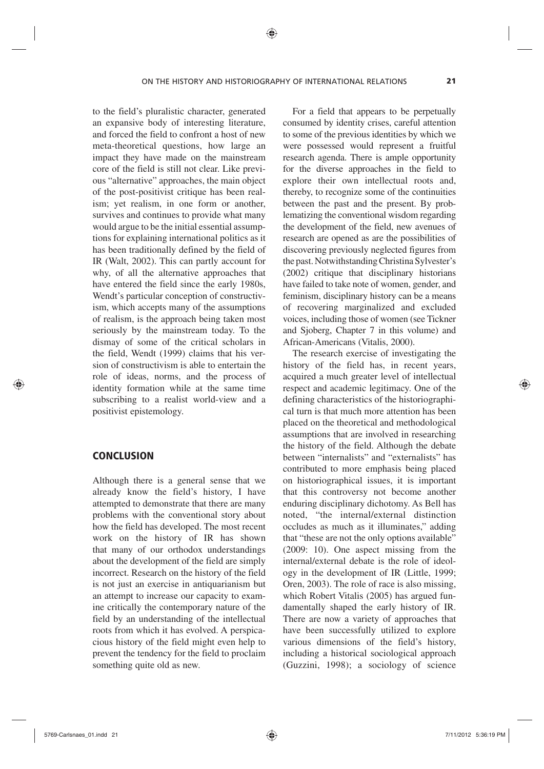to the field's pluralistic character, generated an expansive body of interesting literature, and forced the field to confront a host of new meta-theoretical questions, how large an impact they have made on the mainstream core of the field is still not clear. Like previous "alternative" approaches, the main object of the post-positivist critique has been realism; yet realism, in one form or another, survives and continues to provide what many would argue to be the initial essential assumptions for explaining international politics as it has been traditionally defined by the field of IR (Walt, 2002). This can partly account for why, of all the alternative approaches that have entered the field since the early 1980s, Wendt's particular conception of constructivism, which accepts many of the assumptions of realism, is the approach being taken most seriously by the mainstream today. To the dismay of some of the critical scholars in the field, Wendt (1999) claims that his version of constructivism is able to entertain the role of ideas, norms, and the process of identity formation while at the same time subscribing to a realist world-view and a positivist epistemology.

## CONCLUSION

Although there is a general sense that we already know the field's history, I have attempted to demonstrate that there are many problems with the conventional story about how the field has developed. The most recent work on the history of IR has shown that many of our orthodox understandings about the development of the field are simply incorrect. Research on the history of the field is not just an exercise in antiquarianism but an attempt to increase our capacity to examine critically the contemporary nature of the field by an understanding of the intellectual roots from which it has evolved. A perspicacious history of the field might even help to prevent the tendency for the field to proclaim something quite old as new.

For a field that appears to be perpetually consumed by identity crises, careful attention to some of the previous identities by which we were possessed would represent a fruitful research agenda. There is ample opportunity for the diverse approaches in the field to explore their own intellectual roots and, thereby, to recognize some of the continuities between the past and the present. By problematizing the conventional wisdom regarding the development of the field, new avenues of research are opened as are the possibilities of discovering previously neglected figures from the past. Notwithstanding Christina Sylvester's (2002) critique that disciplinary historians have failed to take note of women, gender, and feminism, disciplinary history can be a means of recovering marginalized and excluded voices, including those of women (see Tickner and Sjoberg, Chapter 7 in this volume) and African-Americans (Vitalis, 2000).

The research exercise of investigating the history of the field has, in recent years, acquired a much greater level of intellectual respect and academic legitimacy. One of the defining characteristics of the historiographical turn is that much more attention has been placed on the theoretical and methodological assumptions that are involved in researching the history of the field. Although the debate between "internalists" and "externalists" has contributed to more emphasis being placed on historiographical issues, it is important that this controversy not become another enduring disciplinary dichotomy. As Bell has noted, "the internal/external distinction occludes as much as it illuminates," adding that "these are not the only options available" (2009: 10). One aspect missing from the internal/external debate is the role of ideology in the development of IR (Little, 1999; Oren, 2003). The role of race is also missing, which Robert Vitalis (2005) has argued fundamentally shaped the early history of IR. There are now a variety of approaches that have been successfully utilized to explore various dimensions of the field's history, including a historical sociological approach (Guzzini, 1998); a sociology of science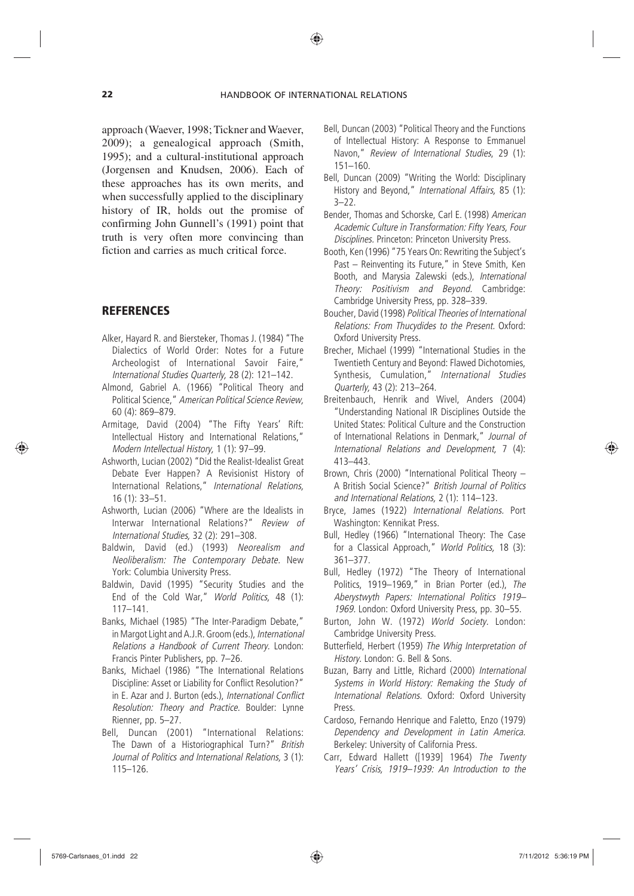approach (Waever, 1998; Tickner and Waever, 2009); a genealogical approach (Smith, 1995); and a cultural-institutional approach (Jorgensen and Knudsen, 2006). Each of these approaches has its own merits, and when successfully applied to the disciplinary history of IR, holds out the promise of confirming John Gunnell's (1991) point that truth is very often more convincing than fiction and carries as much critical force.

## REFERENCES

Alker, Hayard R. and Biersteker, Thomas J. (1984) "The Dialectics of World Order: Notes for a Future Archeologist of International Savoir Faire," *International Studies Quarterly,* 28 (2): 121–142.

Almond, Gabriel A. (1966) "Political Theory and Political Science," *American Political Science Review,* 60 (4): 869–879.

Armitage, David (2004) "The Fifty Years' Rift: Intellectual History and International Relations," *Modern Intellectual History,* 1 (1): 97–99.

Ashworth, Lucian (2002) "Did the Realist-Idealist Great Debate Ever Happen? A Revisionist History of International Relations," *International Relations,* 16 (1): 33–51.

Ashworth, Lucian (2006) "Where are the Idealists in Interwar International Relations?" *Review of International Studies,* 32 (2): 291–308.

Baldwin, David (ed.) (1993) *Neorealism and Neoliberalism: The Contemporary Debate.* New York: Columbia University Press.

Baldwin, David (1995) "Security Studies and the End of the Cold War," *World Politics,* 48 (1): 117–141.

Banks, Michael (1985) "The Inter-Paradigm Debate," in Margot Light and A.J.R. Groom (eds.), *International Relations a Handbook of Current Theory.* London: Francis Pinter Publishers, pp. 7–26.

Banks, Michael (1986) "The International Relations Discipline: Asset or Liability for Conflict Resolution?" in E. Azar and J. Burton (eds.), *International Conflict Resolution: Theory and Practice.* Boulder: Lynne Rienner, pp. 5–27.

Bell, Duncan (2001) "International Relations: The Dawn of a Historiographical Turn?" *British Journal of Politics and International Relations,* 3 (1): 115–126.

Bell, Duncan (2003) "Political Theory and the Functions of Intellectual History: A Response to Emmanuel Navon," *Review of International Studies*, 29 (1): 151–160.

Bell, Duncan (2009) "Writing the World: Disciplinary History and Beyond," *International Affairs,* 85 (1): 3–22.

Bender, Thomas and Schorske, Carl E. (1998) *American Academic Culture in Transformation: Fifty Years, Four Disciplines.* Princeton: Princeton University Press.

Booth, Ken (1996) "75 Years On: Rewriting the Subject's Past – Reinventing its Future," in Steve Smith, Ken Booth, and Marysia Zalewski (eds.), *International Theory: Positivism and Beyond.* Cambridge: Cambridge University Press, pp. 328–339.

Boucher, David (1998) *Political Theories of International Relations: From Thucydides to the Present.* Oxford: Oxford University Press.

Brecher, Michael (1999) "International Studies in the Twentieth Century and Beyond: Flawed Dichotomies, Synthesis, Cumulation," *International Studies Quarterly,* 43 (2): 213–264.

Breitenbauch, Henrik and Wivel, Anders (2004) "Understanding National IR Disciplines Outside the United States: Political Culture and the Construction of International Relations in Denmark," *Journal of International Relations and Development,* 7 (4): 413–443.

Brown, Chris (2000) "International Political Theory – A British Social Science?" *British Journal of Politics and International Relations,* 2 (1): 114–123.

Bryce, James (1922) *International Relations.* Port Washington: Kennikat Press.

Bull, Hedley (1966) "International Theory: The Case for a Classical Approach," *World Politics,* 18 (3): 361–377.

Bull, Hedley (1972) "The Theory of International Politics, 1919–1969," in Brian Porter (ed.), *The Aberystwyth Papers: International Politics 1919–1969.* London: Oxford University Press, pp. 30–55.

Burton, John W. (1972) *World Society.* London: Cambridge University Press.

Butterfield, Herbert (1959) *The Whig Interpretation of History.* London: G. Bell & Sons.

Buzan, Barry and Little, Richard (2000) *International Systems in World History: Remaking the Study of International Relations.* Oxford: Oxford University Press.

Cardoso, Fernando Henrique and Faletto, Enzo (1979) *Dependency and Development in Latin America.* Berkeley: University of California Press.

Carr, Edward Hallett ([1939] 1964) *The Twenty Years' Crisis, 1919–1939: An Introduction to the*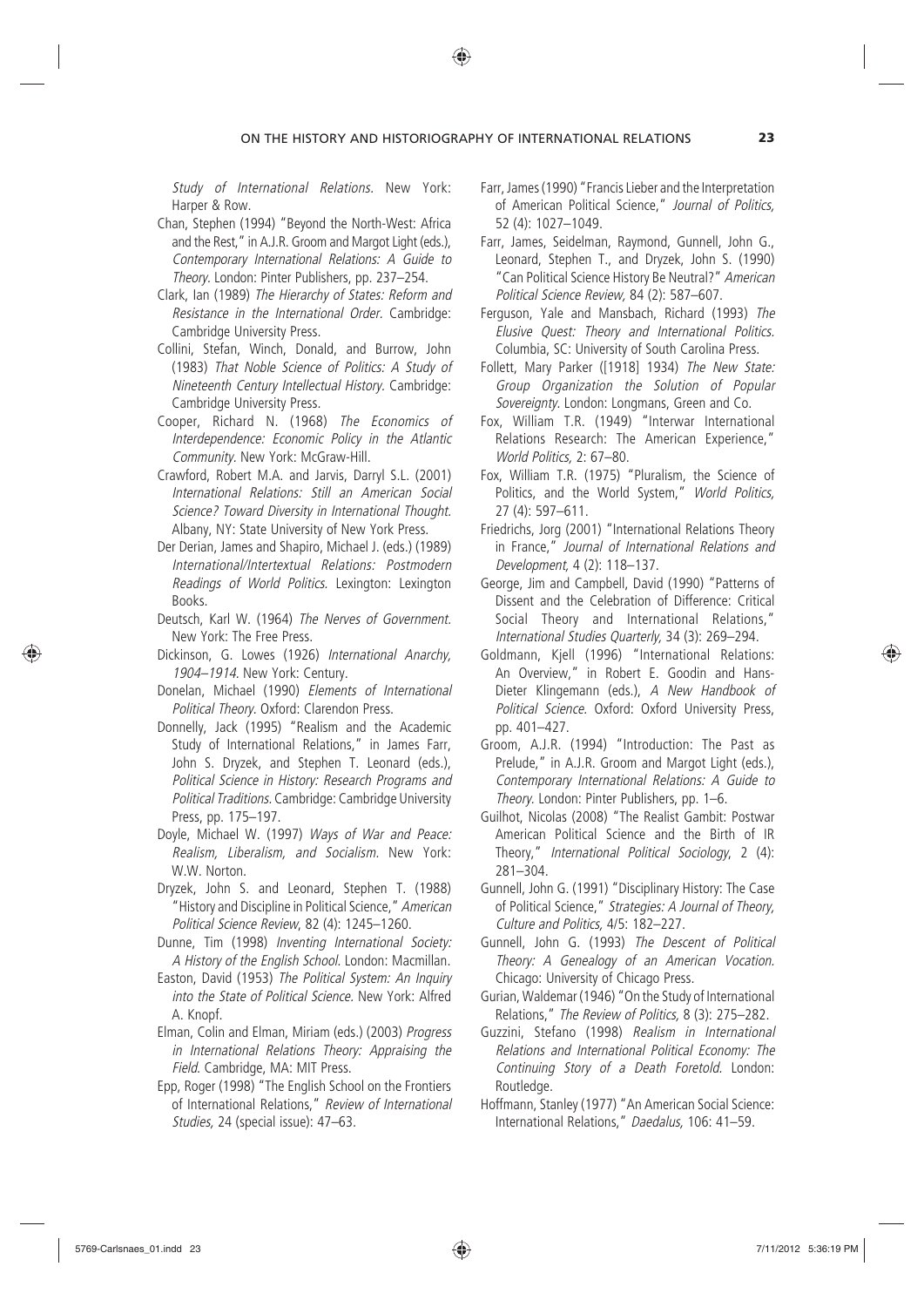*Study of International Relations.* New York: Harper & Row.

Chan, Stephen (1994) "Beyond the North-West: Africa and the Rest," in A.J.R. Groom and Margot Light (eds.), *Contemporary International Relations: A Guide to Theory.* London: Pinter Publishers, pp. 237–254.

Clark, Ian (1989) *The Hierarchy of States: Reform and Resistance in the International Order.* Cambridge: Cambridge University Press.

Collini, Stefan, Winch, Donald, and Burrow, John (1983) *That Noble Science of Politics: A Study of Nineteenth Century Intellectual History.* Cambridge: Cambridge University Press.

Cooper, Richard N. (1968) *The Economics of Interdependence: Economic Policy in the Atlantic Community.* New York: McGraw-Hill.

Crawford, Robert M.A. and Jarvis, Darryl S.L. (2001) *International Relations: Still an American Social Science? Toward Diversity in International Thought.* Albany, NY: State University of New York Press.

Der Derian, James and Shapiro, Michael J. (eds.) (1989) *International/Intertextual Relations: Postmodern Readings of World Politics.* Lexington: Lexington Books.

Deutsch, Karl W. (1964) *The Nerves of Government.* New York: The Free Press.

Dickinson, G. Lowes (1926) *International Anarchy, 1904–1914.* New York: Century.

Donelan, Michael (1990) *Elements of International Political Theory.* Oxford: Clarendon Press.

Donnelly, Jack (1995) "Realism and the Academic Study of International Relations," in James Farr, John S. Dryzek, and Stephen T. Leonard (eds.), *Political Science in History: Research Programs and Political Traditions.* Cambridge: Cambridge University Press, pp. 175–197.

Doyle, Michael W. (1997) *Ways of War and Peace: Realism, Liberalism, and Socialism.* New York: W.W. Norton.

Dryzek, John S. and Leonard, Stephen T. (1988) "History and Discipline in Political Science," *American Political Science Review*, 82 (4): 1245–1260.

Dunne, Tim (1998) *Inventing International Society: A History of the English School.* London: Macmillan.

Easton, David (1953) *The Political System: An Inquiry into the State of Political Science.* New York: Alfred A. Knopf.

Elman, Colin and Elman, Miriam (eds.) (2003) *Progress in International Relations Theory: Appraising the Field.* Cambridge, MA: MIT Press.

Epp, Roger (1998) "The English School on the Frontiers of International Relations," *Review of International Studies,* 24 (special issue): 47–63.

Farr, James (1990) "Francis Lieber and the Interpretation of American Political Science," *Journal of Politics,* 52 (4): 1027–1049.

Farr, James, Seidelman, Raymond, Gunnell, John G., Leonard, Stephen T., and Dryzek, John S. (1990) "Can Political Science History Be Neutral?" *American Political Science Review,* 84 (2): 587–607.

Ferguson, Yale and Mansbach, Richard (1993) *The Elusive Quest: Theory and International Politics.* Columbia, SC: University of South Carolina Press.

Follett, Mary Parker ([1918] 1934) *The New State: Group Organization the Solution of Popular Sovereignty.* London: Longmans, Green and Co.

Fox, William T.R. (1949) "Interwar International Relations Research: The American Experience," *World Politics,* 2: 67–80.

Fox, William T.R. (1975) "Pluralism, the Science of Politics, and the World System," *World Politics,* 27 (4): 597–611.

Friedrichs, Jorg (2001) "International Relations Theory in France," *Journal of International Relations and Development,* 4 (2): 118–137.

George, Jim and Campbell, David (1990) "Patterns of Dissent and the Celebration of Difference: Critical Social Theory and International Relations," *International Studies Quarterly,* 34 (3): 269–294.

Goldmann, Kjell (1996) "International Relations: An Overview," in Robert E. Goodin and Hans-Dieter Klingemann (eds.), *A New Handbook of Political Science.* Oxford: Oxford University Press, pp. 401–427.

Groom, A.J.R. (1994) "Introduction: The Past as Prelude," in A.J.R. Groom and Margot Light (eds.), *Contemporary International Relations: A Guide to Theory.* London: Pinter Publishers, pp. 1–6.

Guilhot, Nicolas (2008) "The Realist Gambit: Postwar American Political Science and the Birth of IR Theory," *International Political Sociology*, 2 (4): 281–304.

Gunnell, John G. (1991) "Disciplinary History: The Case of Political Science," *Strategies: A Journal of Theory, Culture and Politics,* 4/5: 182–227.

Gunnell, John G. (1993) *The Descent of Political Theory: A Genealogy of an American Vocation.* Chicago: University of Chicago Press.

Gurian, Waldemar (1946) "On the Study of International Relations," *The Review of Politics,* 8 (3): 275–282.

Guzzini, Stefano (1998) *Realism in International Relations and International Political Economy: The Continuing Story of a Death Foretold.* London: Routledge.

Hoffmann, Stanley (1977) "An American Social Science: International Relations," *Daedalus,* 106: 41–59.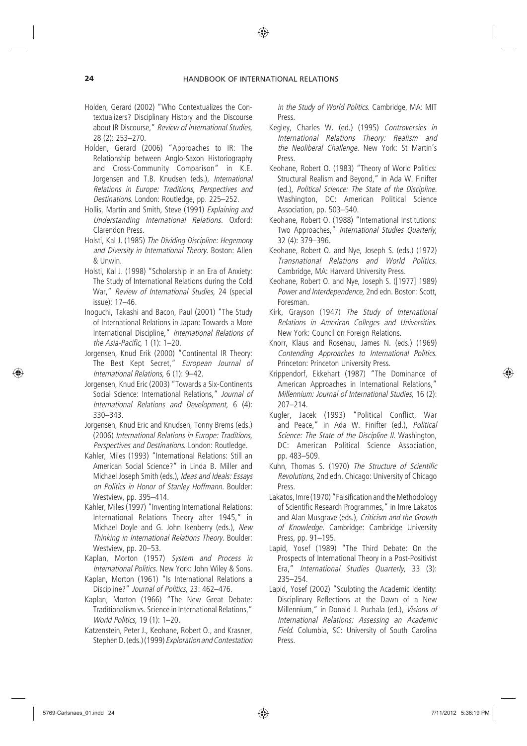Holden, Gerard (2002) "Who Contextualizes the Contextualizers? Disciplinary History and the Discourse about IR Discourse," *Review of International Studies,* 28 (2): 253–270.

Holden, Gerard (2006) "Approaches to IR: The Relationship between Anglo-Saxon Historiography and Cross-Community Comparison" in K.E. Jorgensen and T.B. Knudsen (eds.), *International Relations in Europe: Traditions, Perspectives and Destinations.* London: Routledge, pp. 225–252.

Hollis, Martin and Smith, Steve (1991) *Explaining and Understanding International Relations.* Oxford: Clarendon Press.

Holsti, Kal J. (1985) *The Dividing Discipline: Hegemony and Diversity in International Theory.* Boston: Allen & Unwin.

Holsti, Kal J. (1998) "Scholarship in an Era of Anxiety: The Study of International Relations during the Cold War," *Review of International Studies,* 24 (special issue): 17–46.

Inoguchi, Takashi and Bacon, Paul (2001) "The Study of International Relations in Japan: Towards a More International Discipline," *International Relations of the Asia-Pacific,* 1 (1): 1–20.

Jorgensen, Knud Erik (2000) "Continental IR Theory: The Best Kept Secret," *European Journal of International Relations,* 6 (1): 9–42.

Jorgensen, Knud Eric (2003) "Towards a Six-Continents Social Science: International Relations," *Journal of International Relations and Development,* 6 (4): 330–343.

Jorgensen, Knud Eric and Knudsen, Tonny Brems (eds.) (2006) *International Relations in Europe: Traditions, Perspectives and Destinations.* London: Routledge.

Kahler, Miles (1993) "International Relations: Still an American Social Science?" in Linda B. Miller and Michael Joseph Smith (eds.), *Ideas and Ideals: Essays on Politics in Honor of Stanley Hoffmann.* Boulder: Westview, pp. 395–414.

Kahler, Miles (1997) "Inventing International Relations: International Relations Theory after 1945," in Michael Doyle and G. John Ikenberry (eds.), *New Thinking in International Relations Theory.* Boulder: Westview, pp. 20–53.

Kaplan, Morton (1957) *System and Process in International Politics.* New York: John Wiley & Sons.

Kaplan, Morton (1961) "Is International Relations a Discipline?" *Journal of Politics,* 23: 462–476.

Kaplan, Morton (1966) "The New Great Debate: Traditionalism vs. Science in International Relations," *World Politics,* 19 (1): 1–20.

Katzenstein, Peter J., Keohane, Robert O., and Krasner, Stephen D. (eds.) (1999) *Exploration and Contestation in the Study of World Politics.* Cambridge, MA: MIT Press.

Kegley, Charles W. (ed.) (1995) *Controversies in International Relations Theory: Realism and the Neoliberal Challenge.* New York: St Martin's Press.

Keohane, Robert O. (1983) "Theory of World Politics: Structural Realism and Beyond," in Ada W. Finifter (ed.), *Political Science: The State of the Discipline.* Washington, DC: American Political Science Association, pp. 503–540.

Keohane, Robert O. (1988) "International Institutions: Two Approaches," *International Studies Quarterly,* 32 (4): 379–396.

Keohane, Robert O. and Nye, Joseph S. (eds.) (1972) *Transnational Relations and World Politics.* Cambridge, MA: Harvard University Press.

Keohane, Robert O. and Nye, Joseph S. ([1977] 1989) *Power and Interdependence,* 2nd edn. Boston: Scott, Foresman.

Kirk, Grayson (1947) *The Study of International Relations in American Colleges and Universities.* New York: Council on Foreign Relations.

Knorr, Klaus and Rosenau, James N. (eds.) (1969) *Contending Approaches to International Politics.* Princeton: Princeton University Press.

Krippendorf, Ekkehart (1987) "The Dominance of American Approaches in International Relations," *Millennium: Journal of International Studies,* 16 (2): 207–214.

Kugler, Jacek (1993) "Political Conflict, War and Peace," in Ada W. Finifter (ed.), *Political Science: The State of the Discipline II.* Washington, DC: American Political Science Association, pp. 483–509.

Kuhn, Thomas S. (1970) *The Structure of Scientific Revolutions,* 2nd edn. Chicago: University of Chicago Press.

Lakatos, Imre (1970) "Falsification and the Methodology of Scientific Research Programmes," in Imre Lakatos and Alan Musgrave (eds.), *Criticism and the Growth of Knowledge.* Cambridge: Cambridge University Press, pp. 91–195.

Lapid, Yosef (1989) "The Third Debate: On the Prospects of International Theory in a Post-Positivist Era," *International Studies Quarterly,* 33 (3): 235–254.

Lapid, Yosef (2002) "Sculpting the Academic Identity: Disciplinary Reflections at the Dawn of a New Millennium," in Donald J. Puchala (ed.), *Visions of International Relations: Assessing an Academic Field.* Columbia, SC: University of South Carolina Press.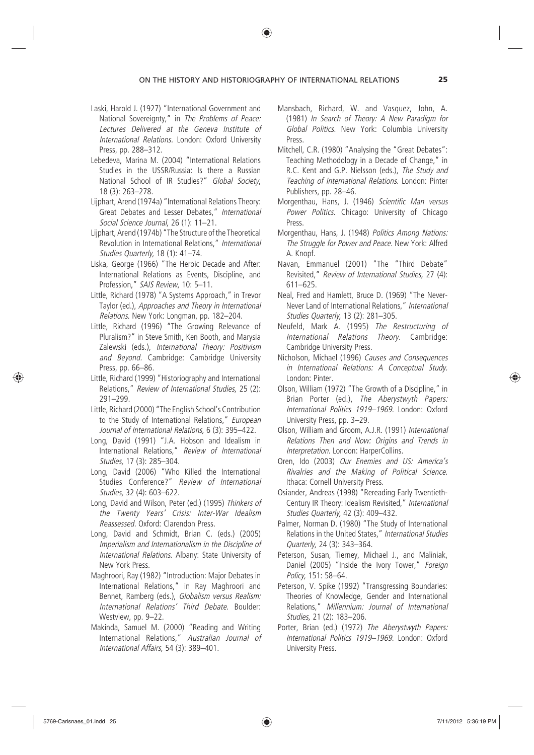Laski, Harold J. (1927) "International Government and National Sovereignty," in *The Problems of Peace: Lectures Delivered at the Geneva Institute of International Relations*. London: Oxford University Press, pp. 288–312.

Lebedeva, Marina M. (2004) "International Relations Studies in the USSR/Russia: Is there a Russian National School of IR Studies?" *Global Society*, 18 (3): 263–278.

Lijphart, Arend (1974a) "International Relations Theory: Great Debates and Lesser Debates," *International Social Science Journal*, 26 (1): 11–21.

Lijphart, Arend (1974b) "The Structure of the Theoretical Revolution in International Relations," *International Studies Quarterly*, 18 (1): 41–74.

Liska, George (1966) "The Heroic Decade and After: International Relations as Events, Discipline, and Profession," *SAIS Review*, 10: 5–11.

Little, Richard (1978) "A Systems Approach," in Trevor Taylor (ed.), *Approaches and Theory in International Relations*. New York: Longman, pp. 182–204.

Little, Richard (1996) "The Growing Relevance of Pluralism?" in Steve Smith, Ken Booth, and Marysia Zalewski (eds.), *International Theory: Positivism and Beyond*. Cambridge: Cambridge University Press, pp. 66–86.

Little, Richard (1999) "Historiography and International Relations," *Review of International Studies*, 25 (2): 291–299.

Little, Richard (2000) "The English School's Contribution to the Study of International Relations," *European Journal of International Relations*, 6 (3): 395–422.

Long, David (1991) "J.A. Hobson and Idealism in International Relations," *Review of International Studies*, 17 (3): 285–304.

Long, David (2006) "Who Killed the International Studies Conference?" *Review of International Studies*, 32 (4): 603–622.

Long, David and Wilson, Peter (ed.) (1995) *Thinkers of the Twenty Years' Crisis: Inter-War Idealism Reassessed*. Oxford: Clarendon Press.

Long, David and Schmidt, Brian C. (eds.) (2005) *Imperialism and Internationalism in the Discipline of International Relations*. Albany: State University of New York Press.

Maghroori, Ray (1982) "Introduction: Major Debates in International Relations," in Ray Maghroori and Bennet, Ramberg (eds.), *Globalism versus Realism: International Relations' Third Debate*. Boulder: Westview, pp. 9–22.

Makinda, Samuel M. (2000) "Reading and Writing International Relations," *Australian Journal of International Affairs*, 54 (3): 389–401.

Mansbach, Richard, W. and Vasquez, John, A. (1981) *In Search of Theory: A New Paradigm for Global Politics*. New York: Columbia University Press.

Mitchell, C.R. (1980) "Analysing the "Great Debates": Teaching Methodology in a Decade of Change," in R.C. Kent and G.P. Nielsson (eds.), *The Study and Teaching of International Relations*. London: Pinter Publishers, pp. 28–46.

Morgenthau, Hans, J. (1946) *Scientific Man versus Power Politics*. Chicago: University of Chicago Press.

Morgenthau, Hans, J. (1948) *Politics Among Nations: The Struggle for Power and Peace*. New York: Alfred A. Knopf.

Navan, Emmanuel (2001) "The "Third Debate" Revisited," *Review of International Studies*, 27 (4): 611–625.

Neal, Fred and Hamlett, Bruce D. (1969) "The Never-Never Land of International Relations," *International Studies Quarterly*, 13 (2): 281–305.

Neufeld, Mark A. (1995) *The Restructuring of International Relations Theory*. Cambridge: Cambridge University Press.

Nicholson, Michael (1996) *Causes and Consequences in International Relations: A Conceptual Study*. London: Pinter.

Olson, William (1972) "The Growth of a Discipline," in Brian Porter (ed.), *The Aberystwyth Papers: International Politics 1919–1969*. London: Oxford University Press, pp. 3–29.

Olson, William and Groom, A.J.R. (1991) *International Relations Then and Now: Origins and Trends in Interpretation*. London: HarperCollins.

Oren, Ido (2003) *Our Enemies and US: America's Rivalries and the Making of Political Science*. Ithaca: Cornell University Press.

Osiander, Andreas (1998) "Rereading Early Twentieth-Century IR Theory: Idealism Revisited," *International Studies Quarterly*, 42 (3): 409–432.

Palmer, Norman D. (1980) "The Study of International Relations in the United States," *International Studies Quarterly*, 24 (3): 343–364.

Peterson, Susan, Tierney, Michael J., and Maliniak, Daniel (2005) "Inside the Ivory Tower," *Foreign Policy*, 151: 58–64.

Peterson, V. Spike (1992) "Transgressing Boundaries: Theories of Knowledge, Gender and International Relations," *Millennium: Journal of International Studies*, 21 (2): 183–206.

Porter, Brian (ed.) (1972) *The Aberystwyth Papers: International Politics 1919–1969*. London: Oxford University Press.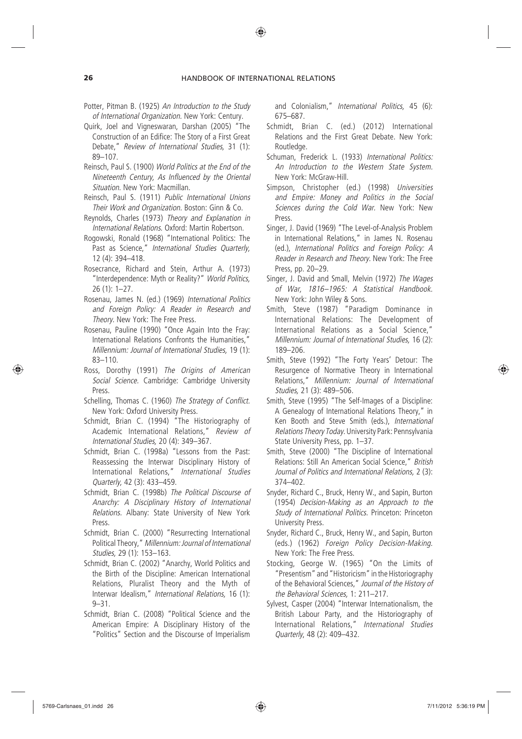Potter, Pitman B. (1925) *An Introduction to the Study of International Organization*. New York: Century.

Quirk, Joel and Vigneswaran, Darshan (2005) "The Construction of an Edifice: The Story of a First Great Debate," *Review of International Studies,* 31 (1): 89–107.

Reinsch, Paul S. (1900) *World Politics at the End of the Nineteenth Century, As Influenced by the Oriental Situation*. New York: Macmillan.

Reinsch, Paul S. (1911) *Public International Unions Their Work and Organization*. Boston: Ginn & Co.

Reynolds, Charles (1973) *Theory and Explanation in International Relations*. Oxford: Martin Robertson.

Rogowski, Ronald (1968) "International Politics: The Past as Science," *International Studies Quarterly,* 12 (4): 394–418.

Rosecrance, Richard and Stein, Arthur A. (1973) "Interdependence: Myth or Reality?" *World Politics,* 26 (1): 1–27.

Rosenau, James N. (ed.) (1969) *International Politics and Foreign Policy: A Reader in Research and Theory*. New York: The Free Press.

Rosenau, Pauline (1990) "Once Again Into the Fray: International Relations Confronts the Humanities," *Millennium: Journal of International Studies,* 19 (1): 83–110.

Ross, Dorothy (1991) *The Origins of American Social Science*. Cambridge: Cambridge University Press.

Schelling, Thomas C. (1960) *The Strategy of Conflict*. New York: Oxford University Press.

Schmidt, Brian C. (1994) "The Historiography of Academic International Relations," *Review of International Studies,* 20 (4): 349–367.

Schmidt, Brian C. (1998a) "Lessons from the Past: Reassessing the Interwar Disciplinary History of International Relations," *International Studies Quarterly,* 42 (3): 433–459.

Schmidt, Brian C. (1998b) *The Political Discourse of Anarchy: A Disciplinary History of International Relations*. Albany: State University of New York Press.

Schmidt, Brian C. (2000) "Resurrecting International Political Theory," *Millennium: Journal of International Studies,* 29 (1): 153–163.

Schmidt, Brian C. (2002) "Anarchy, World Politics and the Birth of the Discipline: American International Relations, Pluralist Theory and the Myth of Interwar Idealism," *International Relations,* 16 (1): 9–31.

Schmidt, Brian C. (2008) "Political Science and the American Empire: A Disciplinary History of the "Politics" Section and the Discourse of Imperialism and Colonialism," *International Politics,* 45 (6): 675–687.

Schmidt, Brian C. (ed.) (2012) International Relations and the First Great Debate. New York: Routledge.

Schuman, Frederick L. (1933) *International Politics: An Introduction to the Western State System*. New York: McGraw-Hill.

Simpson, Christopher (ed.) (1998) *Universities and Empire: Money and Politics in the Social Sciences during the Cold War*. New York: New Press.

Singer, J. David (1969) "The Level-of-Analysis Problem in International Relations," in James N. Rosenau (ed.), *International Politics and Foreign Policy: A Reader in Research and Theory*. New York: The Free Press, pp. 20–29.

Singer, J. David and Small, Melvin (1972) *The Wages of War, 1816–1965: A Statistical Handbook*. New York: John Wiley & Sons.

Smith, Steve (1987) "Paradigm Dominance in International Relations: The Development of International Relations as a Social Science," *Millennium: Journal of International Studies,* 16 (2): 189–206.

Smith, Steve (1992) "The Forty Years' Detour: The Resurgence of Normative Theory in International Relations," *Millennium: Journal of International Studies,* 21 (3): 489–506.

Smith, Steve (1995) "The Self-Images of a Discipline: A Genealogy of International Relations Theory," in Ken Booth and Steve Smith (eds.), *International Relations Theory Today*. University Park: Pennsylvania State University Press, pp. 1–37.

Smith, Steve (2000) "The Discipline of International Relations: Still An American Social Science," *British Journal of Politics and International Relations,* 2 (3): 374–402.

Snyder, Richard C., Bruck, Henry W., and Sapin, Burton (1954) *Decision-Making as an Approach to the Study of International Politics*. Princeton: Princeton University Press.

Snyder, Richard C., Bruck, Henry W., and Sapin, Burton (eds.) (1962) *Foreign Policy Decision-Making*. New York: The Free Press.

Stocking, George W. (1965) "On the Limits of "Presentism" and "Historicism" in the Historiography of the Behavioral Sciences," *Journal of the History of the Behavioral Sciences,* 1: 211–217.

Sylvest, Casper (2004) "Interwar Internationalism, the British Labour Party, and the Historiography of International Relations," *International Studies Quarterly*, 48 (2): 409–432.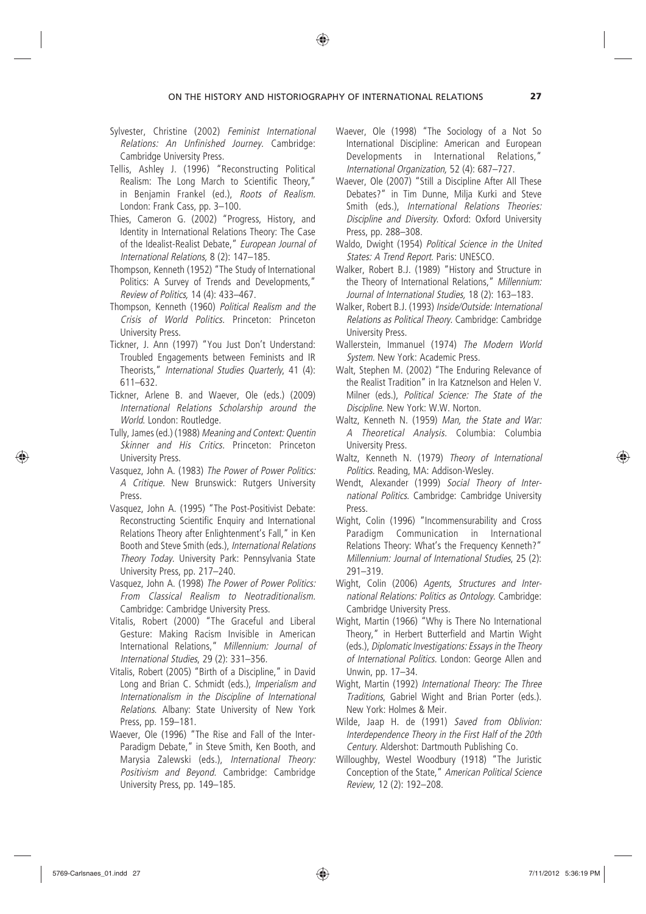Sylvester, Christine (2002) *Feminist International Relations: An Unfinished Journey.* Cambridge: Cambridge University Press.

Tellis, Ashley J. (1996) "Reconstructing Political Realism: The Long March to Scientific Theory," in Benjamin Frankel (ed.), *Roots of Realism.* London: Frank Cass, pp. 3–100.

Thies, Cameron G. (2002) "Progress, History, and Identity in International Relations Theory: The Case of the Idealist-Realist Debate," *European Journal of International Relations,* 8 (2): 147–185.

Thompson, Kenneth (1952) "The Study of International Politics: A Survey of Trends and Developments," *Review of Politics,* 14 (4): 433–467.

Thompson, Kenneth (1960) *Political Realism and the Crisis of World Politics.* Princeton: Princeton University Press.

Tickner, J. Ann (1997) "You Just Don't Understand: Troubled Engagements between Feminists and IR Theorists," *International Studies Quarterly*, 41 (4): 611–632.

Tickner, Arlene B. and Waever, Ole (eds.) (2009) *International Relations Scholarship around the World.* London: Routledge.

Tully, James (ed.) (1988) *Meaning and Context: Quentin Skinner and His Critics.* Princeton: Princeton University Press.

Vasquez, John A. (1983) *The Power of Power Politics: A Critique.* New Brunswick: Rutgers University Press.

Vasquez, John A. (1995) "The Post-Positivist Debate: Reconstructing Scientific Enquiry and International Relations Theory after Enlightenment's Fall," in Ken Booth and Steve Smith (eds.), *International Relations Theory Today.* University Park: Pennsylvania State University Press, pp. 217–240.

Vasquez, John A. (1998) *The Power of Power Politics: From Classical Realism to Neotraditionalism.* Cambridge: Cambridge University Press.

Vitalis, Robert (2000) "The Graceful and Liberal Gesture: Making Racism Invisible in American International Relations," *Millennium: Journal of International Studies*, 29 (2): 331–356.

Vitalis, Robert (2005) "Birth of a Discipline," in David Long and Brian C. Schmidt (eds.), *Imperialism and Internationalism in the Discipline of International Relations.* Albany: State University of New York Press, pp. 159–181.

Waever, Ole (1996) "The Rise and Fall of the Inter-Paradigm Debate," in Steve Smith, Ken Booth, and Marysia Zalewski (eds.), *International Theory: Positivism and Beyond.* Cambridge: Cambridge University Press, pp. 149–185.

Waever, Ole (1998) "The Sociology of a Not So International Discipline: American and European Developments in International Relations," *International Organization,* 52 (4): 687–727.

Waever, Ole (2007) "Still a Discipline After All These Debates?" in Tim Dunne, Milja Kurki and Steve Smith (eds.), *International Relations Theories: Discipline and Diversity.* Oxford: Oxford University Press, pp. 288–308.

Waldo, Dwight (1954) *Political Science in the United States: A Trend Report.* Paris: UNESCO.

Walker, Robert B.J. (1989) "History and Structure in the Theory of International Relations," *Millennium: Journal of International Studies,* 18 (2): 163–183.

Walker, Robert B.J. (1993) *Inside/Outside: International Relations as Political Theory.* Cambridge: Cambridge University Press.

Wallerstein, Immanuel (1974) *The Modern World System.* New York: Academic Press.

Walt, Stephen M. (2002) "The Enduring Relevance of the Realist Tradition" in Ira Katznelson and Helen V. Milner (eds.), *Political Science: The State of the Discipline.* New York: W.W. Norton.

Waltz, Kenneth N. (1959) *Man, the State and War: A Theoretical Analysis.* Columbia: Columbia University Press.

Waltz, Kenneth N. (1979) *Theory of International Politics.* Reading, MA: Addison-Wesley.

Wendt, Alexander (1999) *Social Theory of International Politics.* Cambridge: Cambridge University Press.

Wight, Colin (1996) "Incommensurability and Cross Paradigm Communication in International Relations Theory: What's the Frequency Kenneth?" *Millennium: Journal of International Studies*, 25 (2): 291–319.

Wight, Colin (2006) *Agents, Structures and International Relations: Politics as Ontology.* Cambridge: Cambridge University Press.

Wight, Martin (1966) "Why is There No International Theory," in Herbert Butterfield and Martin Wight (eds.), *Diplomatic Investigations: Essays in the Theory of International Politics.* London: George Allen and Unwin, pp. 17–34.

Wight, Martin (1992) *International Theory: The Three Traditions*, Gabriel Wight and Brian Porter (eds.). New York: Holmes & Meir.

Wilde, Jaap H. de (1991) *Saved from Oblivion: Interdependence Theory in the First Half of the 20th Century.* Aldershot: Dartmouth Publishing Co.

Willoughby, Westel Woodbury (1918) "The Juristic Conception of the State," *American Political Science Review,* 12 (2): 192–208.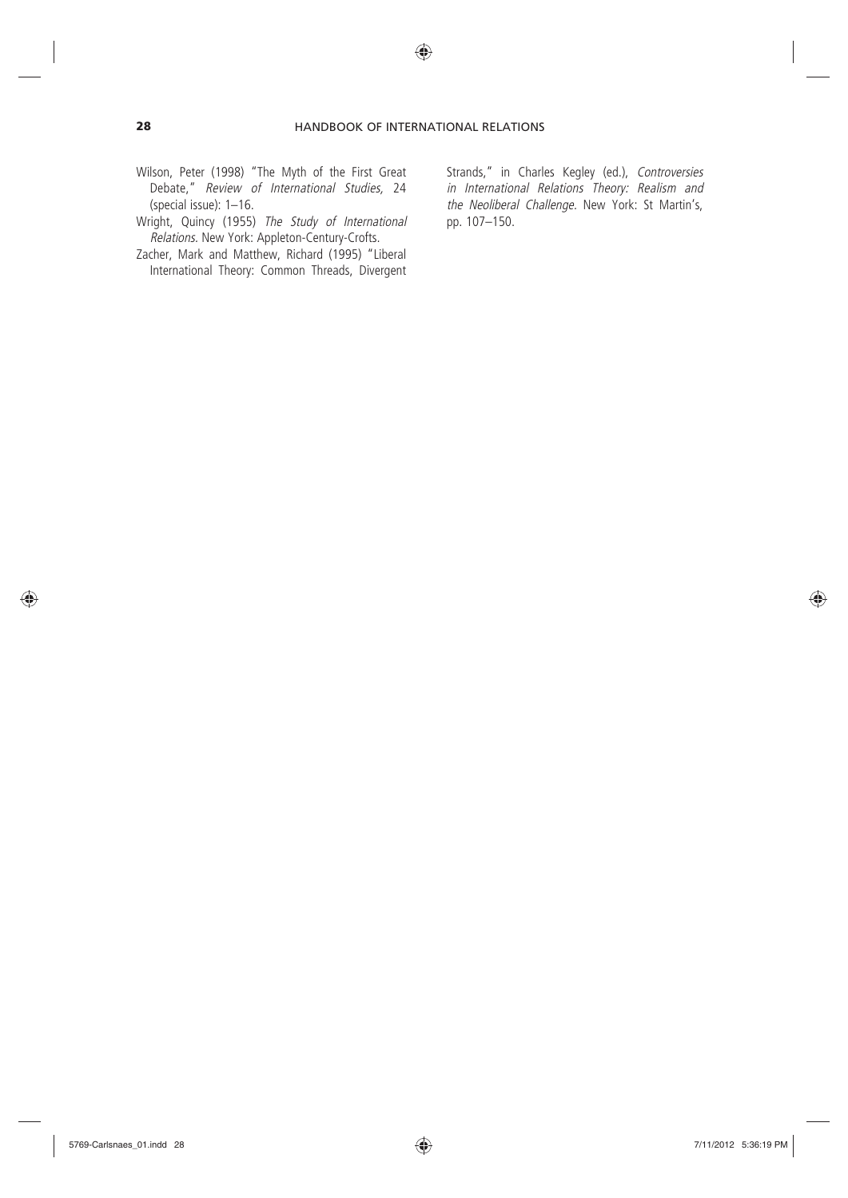Wilson, Peter (1998) "The Myth of the First Great Debate," *Review of International Studies,* 24 (special issue): 1–16.

Wright, Quincy (1955) *The Study of International Relations.* New York: Appleton-Century-Crofts.

Zacher, Mark and Matthew, Richard (1995) "Liberal International Theory: Common Threads, Divergent Strands," in Charles Kegley (ed.), *Controversies in International Relations Theory: Realism and the Neoliberal Challenge.* New York: St Martin's, pp. 107–150.